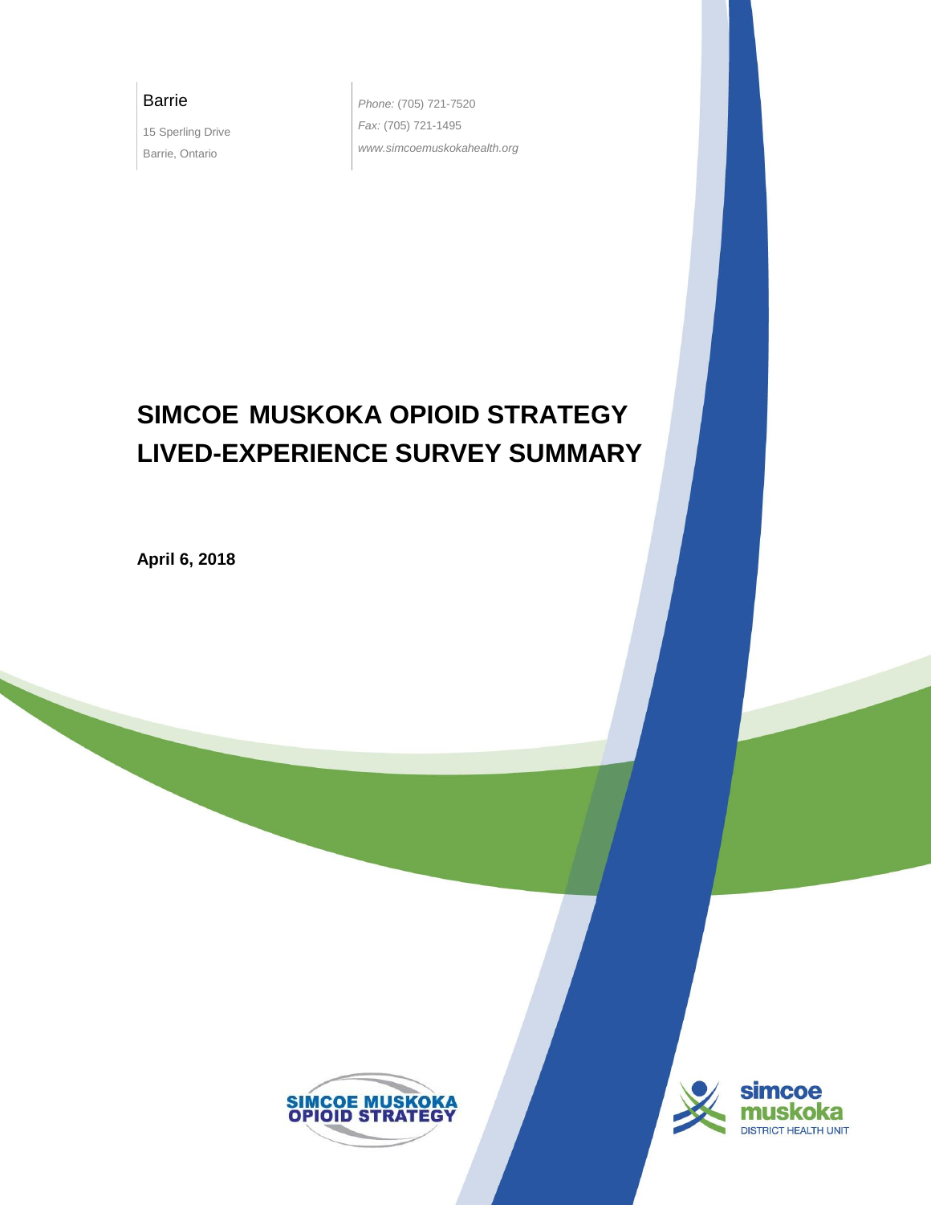Barrie

15 Sperling Drive
Barrie, Ontario

*Phone:* (705) 721-7520
*Fax:* (705) 721-1495
*www.simcoemuskokahealth.org*

# SIMCOE MUSKOKA OPIOID STRATEGY LIVED-EXPERIENCE SURVEY SUMMARY

**April 6, 2018**

SIMCOE MUSKOKA OPIOID STRATEGY

simcoe muskoka DISTRICT HEALTH UNIT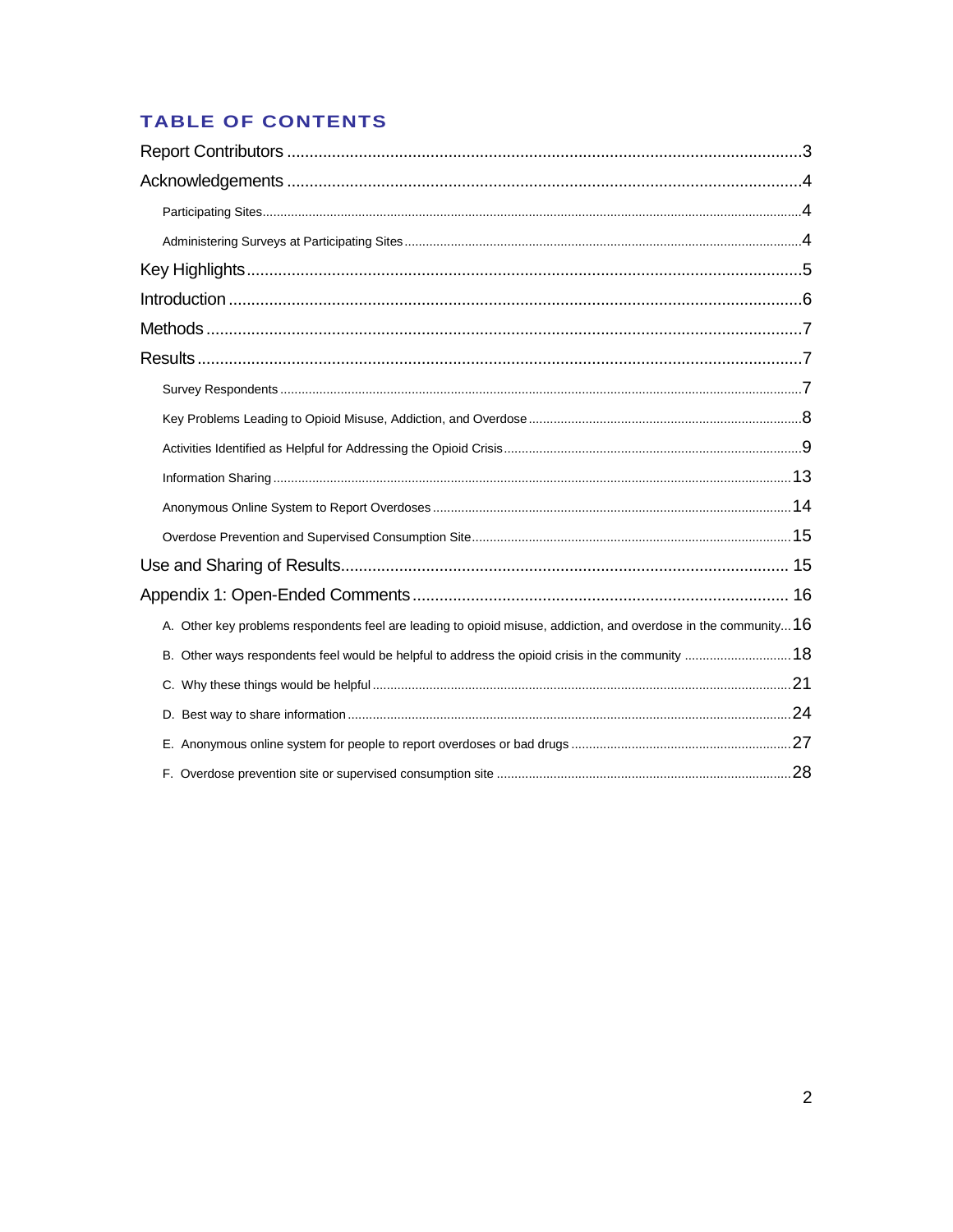# TABLE OF CONTENTS

Report Contributors .....3

Acknowledgements .....4

- Participating Sites .....4
- Administering Surveys at Participating Sites .....4

Key Highlights .....5

Introduction .....6

Methods .....7

Results .....7

- Survey Respondents .....7
- Key Problems Leading to Opioid Misuse, Addiction, and Overdose .....8
- Activities Identified as Helpful for Addressing the Opioid Crisis .....9
- Information Sharing .....13
- Anonymous Online System to Report Overdoses .....14
- Overdose Prevention and Supervised Consumption Site .....15

Use and Sharing of Results .....15

Appendix 1: Open-Ended Comments .....16

- A. Other key problems respondents feel are leading to opioid misuse, addiction, and overdose in the community .....16
- B. Other ways respondents feel would be helpful to address the opioid crisis in the community .....18
- C. Why these things would be helpful .....21
- D. Best way to share information .....24
- E. Anonymous online system for people to report overdoses or bad drugs .....27
- F. Overdose prevention site or supervised consumption site .....28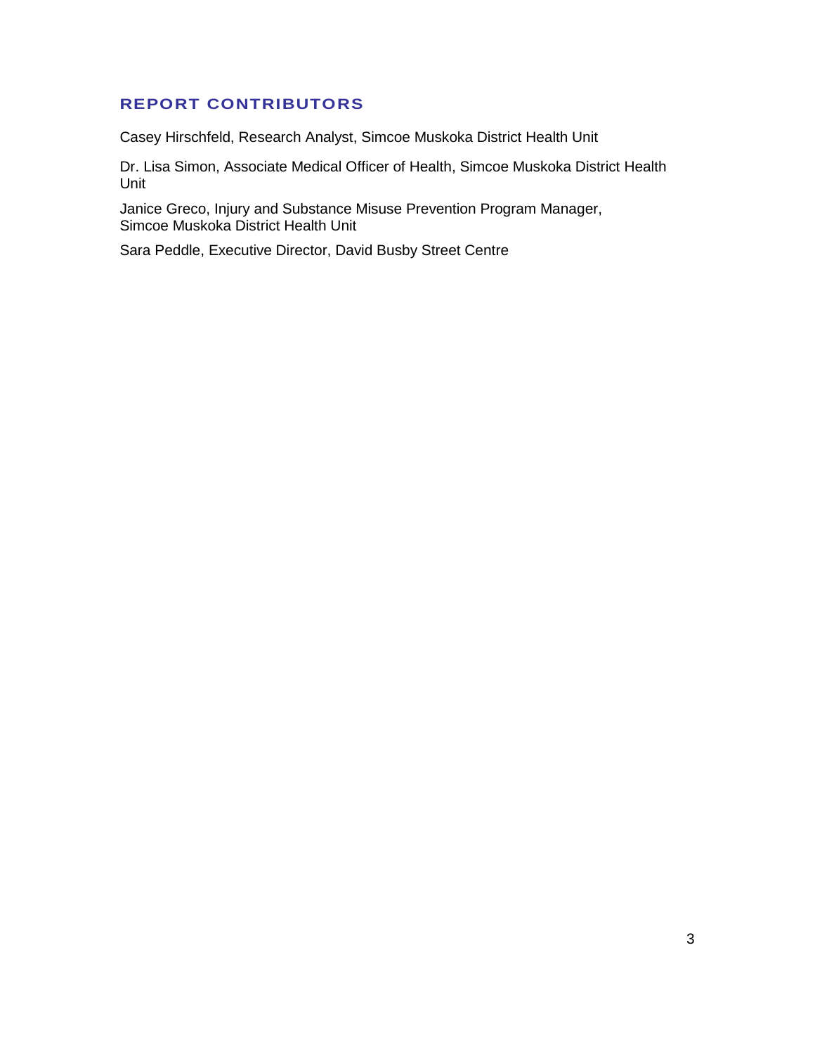## REPORT CONTRIBUTORS

Casey Hirschfeld, Research Analyst, Simcoe Muskoka District Health Unit

Dr. Lisa Simon, Associate Medical Officer of Health, Simcoe Muskoka District Health Unit

Janice Greco, Injury and Substance Misuse Prevention Program Manager, Simcoe Muskoka District Health Unit

Sara Peddle, Executive Director, David Busby Street Centre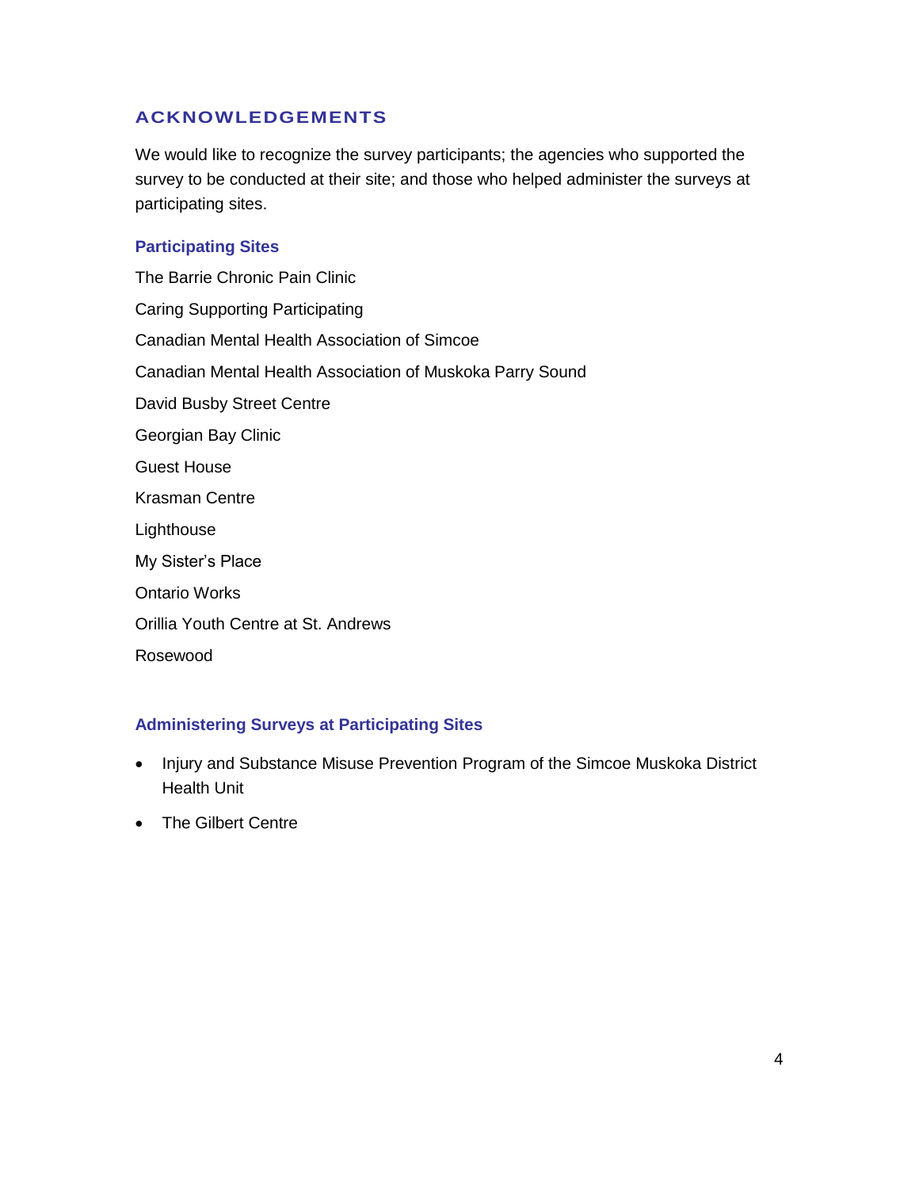## ACKNOWLEDGEMENTS

We would like to recognize the survey participants; the agencies who supported the survey to be conducted at their site; and those who helped administer the surveys at participating sites.

### Participating Sites

The Barrie Chronic Pain Clinic

Caring Supporting Participating

Canadian Mental Health Association of Simcoe

Canadian Mental Health Association of Muskoka Parry Sound

David Busby Street Centre

Georgian Bay Clinic

Guest House

Krasman Centre

Lighthouse

My Sister's Place

Ontario Works

Orillia Youth Centre at St. Andrews

Rosewood

### Administering Surveys at Participating Sites

- Injury and Substance Misuse Prevention Program of the Simcoe Muskoka District Health Unit
- The Gilbert Centre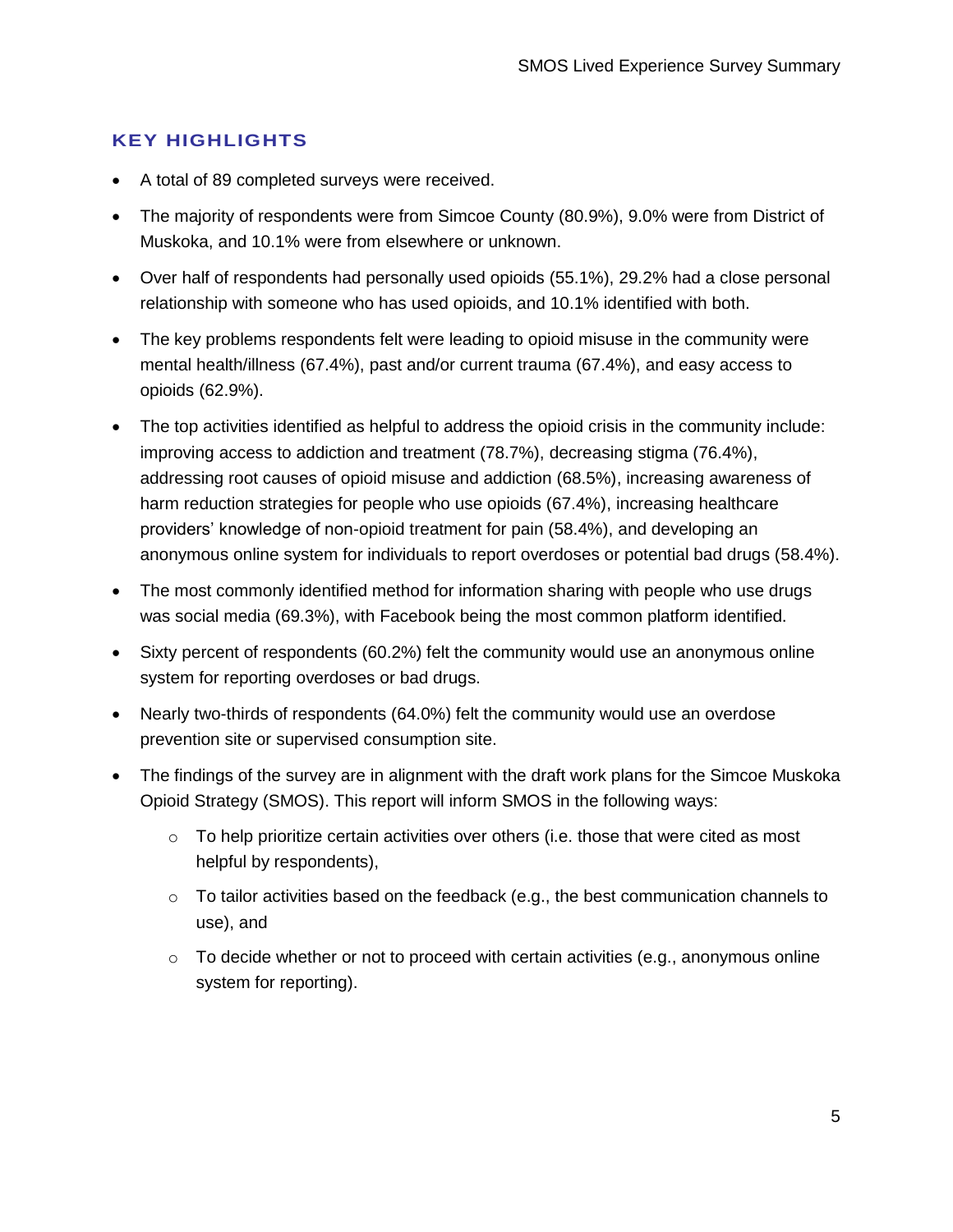## KEY HIGHLIGHTS

- A total of 89 completed surveys were received.
- The majority of respondents were from Simcoe County (80.9%), 9.0% were from District of Muskoka, and 10.1% were from elsewhere or unknown.
- Over half of respondents had personally used opioids (55.1%), 29.2% had a close personal relationship with someone who has used opioids, and 10.1% identified with both.
- The key problems respondents felt were leading to opioid misuse in the community were mental health/illness (67.4%), past and/or current trauma (67.4%), and easy access to opioids (62.9%).
- The top activities identified as helpful to address the opioid crisis in the community include: improving access to addiction and treatment (78.7%), decreasing stigma (76.4%), addressing root causes of opioid misuse and addiction (68.5%), increasing awareness of harm reduction strategies for people who use opioids (67.4%), increasing healthcare providers' knowledge of non-opioid treatment for pain (58.4%), and developing an anonymous online system for individuals to report overdoses or potential bad drugs (58.4%).
- The most commonly identified method for information sharing with people who use drugs was social media (69.3%), with Facebook being the most common platform identified.
- Sixty percent of respondents (60.2%) felt the community would use an anonymous online system for reporting overdoses or bad drugs.
- Nearly two-thirds of respondents (64.0%) felt the community would use an overdose prevention site or supervised consumption site.
- The findings of the survey are in alignment with the draft work plans for the Simcoe Muskoka Opioid Strategy (SMOS). This report will inform SMOS in the following ways:
  - To help prioritize certain activities over others (i.e. those that were cited as most helpful by respondents),
  - To tailor activities based on the feedback (e.g., the best communication channels to use), and
  - To decide whether or not to proceed with certain activities (e.g., anonymous online system for reporting).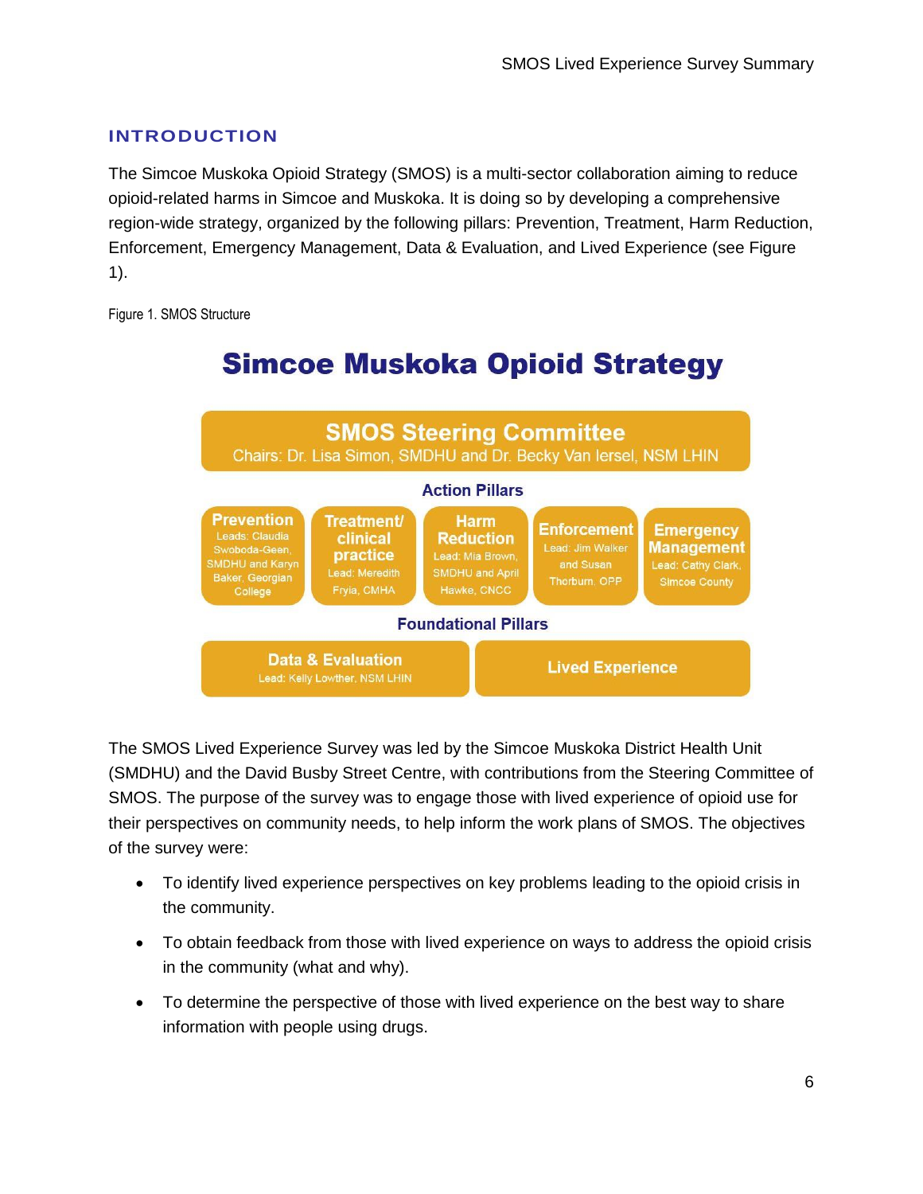## INTRODUCTION

The Simcoe Muskoka Opioid Strategy (SMOS) is a multi-sector collaboration aiming to reduce opioid-related harms in Simcoe and Muskoka. It is doing so by developing a comprehensive region-wide strategy, organized by the following pillars: Prevention, Treatment, Harm Reduction, Enforcement, Emergency Management, Data & Evaluation, and Lived Experience (see Figure 1).

Figure 1. SMOS Structure

**Simcoe Muskoka Opioid Strategy**

**SMOS Steering Committee**
Chairs: Dr. Lisa Simon, SMDHU and Dr. Becky Van Iersel, NSM LHIN

**Action Pillars**

- **Prevention** – Leads: Claudia Swoboda-Geen, SMDHU and Karyn Baker, Georgian College
- **Treatment/ clinical practice** – Lead: Meredith Fryia, CMHA
- **Harm Reduction** – Lead: Mia Brown, SMDHU and April Hawke, CNCC
- **Enforcement** – Lead: Jim Walker and Susan Thorburn, OPP
- **Emergency Management** – Lead: Cathy Clark, Simcoe County

**Foundational Pillars**

- **Data & Evaluation** – Lead: Kelly Lowther, NSM LHIN
- **Lived Experience**

The SMOS Lived Experience Survey was led by the Simcoe Muskoka District Health Unit (SMDHU) and the David Busby Street Centre, with contributions from the Steering Committee of SMOS. The purpose of the survey was to engage those with lived experience of opioid use for their perspectives on community needs, to help inform the work plans of SMOS. The objectives of the survey were:

- To identify lived experience perspectives on key problems leading to the opioid crisis in the community.
- To obtain feedback from those with lived experience on ways to address the opioid crisis in the community (what and why).
- To determine the perspective of those with lived experience on the best way to share information with people using drugs.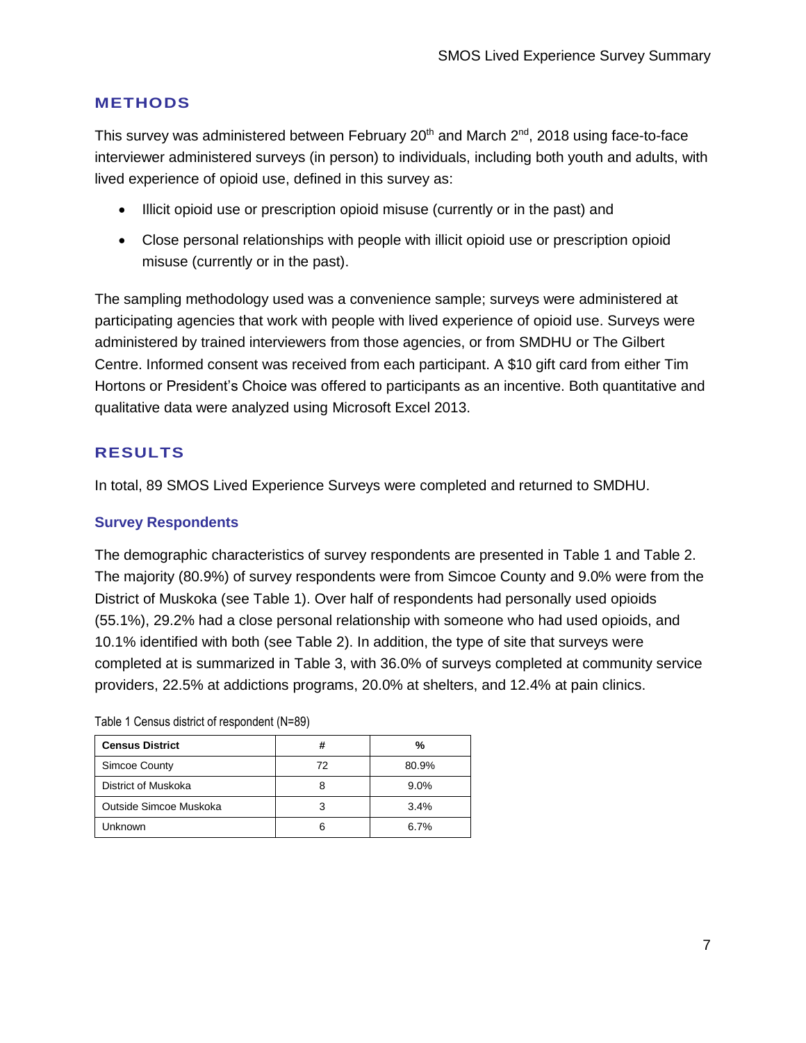## METHODS

This survey was administered between February 20th and March 2nd, 2018 using face-to-face interviewer administered surveys (in person) to individuals, including both youth and adults, with lived experience of opioid use, defined in this survey as:

- Illicit opioid use or prescription opioid misuse (currently or in the past) and
- Close personal relationships with people with illicit opioid use or prescription opioid misuse (currently or in the past).

The sampling methodology used was a convenience sample; surveys were administered at participating agencies that work with people with lived experience of opioid use. Surveys were administered by trained interviewers from those agencies, or from SMDHU or The Gilbert Centre. Informed consent was received from each participant. A $10 gift card from either Tim Hortons or President's Choice was offered to participants as an incentive. Both quantitative and qualitative data were analyzed using Microsoft Excel 2013.

## RESULTS

In total, 89 SMOS Lived Experience Surveys were completed and returned to SMDHU.

### Survey Respondents

The demographic characteristics of survey respondents are presented in Table 1 and Table 2. The majority (80.9%) of survey respondents were from Simcoe County and 9.0% were from the District of Muskoka (see Table 1). Over half of respondents had personally used opioids (55.1%), 29.2% had a close personal relationship with someone who had used opioids, and 10.1% identified with both (see Table 2). In addition, the type of site that surveys were completed at is summarized in Table 3, with 36.0% of surveys completed at community service providers, 22.5% at addictions programs, 20.0% at shelters, and 12.4% at pain clinics.

Table 1 Census district of respondent (N=89)

| Census District | # | % |
|---|---|---|
| Simcoe County | 72 | 80.9% |
| District of Muskoka | 8 | 9.0% |
| Outside Simcoe Muskoka | 3 | 3.4% |
| Unknown | 6 | 6.7% |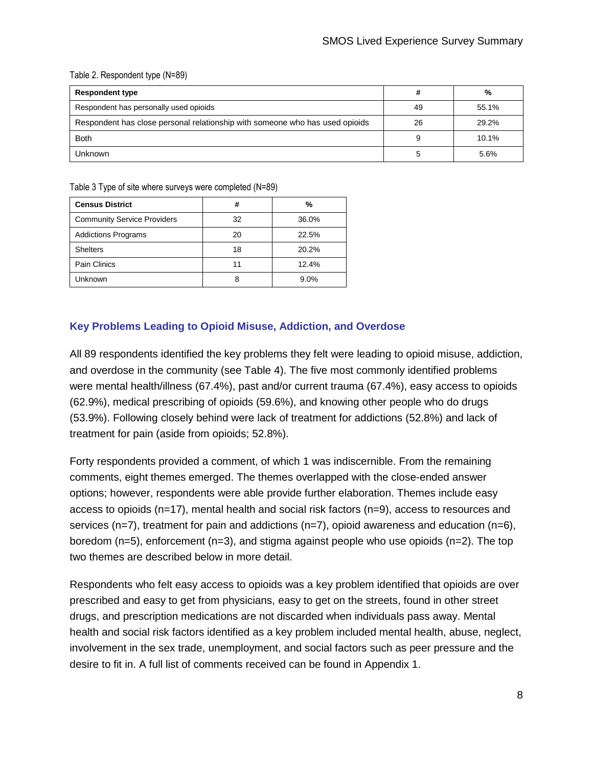Table 2. Respondent type (N=89)

| Respondent type | # | % |
|---|---|---|
| Respondent has personally used opioids | 49 | 55.1% |
| Respondent has close personal relationship with someone who has used opioids | 26 | 29.2% |
| Both | 9 | 10.1% |
| Unknown | 5 | 5.6% |

Table 3 Type of site where surveys were completed (N=89)

| Census District | # | % |
|---|---|---|
| Community Service Providers | 32 | 36.0% |
| Addictions Programs | 20 | 22.5% |
| Shelters | 18 | 20.2% |
| Pain Clinics | 11 | 12.4% |
| Unknown | 8 | 9.0% |

### Key Problems Leading to Opioid Misuse, Addiction, and Overdose

All 89 respondents identified the key problems they felt were leading to opioid misuse, addiction, and overdose in the community (see Table 4). The five most commonly identified problems were mental health/illness (67.4%), past and/or current trauma (67.4%), easy access to opioids (62.9%), medical prescribing of opioids (59.6%), and knowing other people who do drugs (53.9%). Following closely behind were lack of treatment for addictions (52.8%) and lack of treatment for pain (aside from opioids; 52.8%).

Forty respondents provided a comment, of which 1 was indiscernible. From the remaining comments, eight themes emerged. The themes overlapped with the close-ended answer options; however, respondents were able provide further elaboration. Themes include easy access to opioids (n=17), mental health and social risk factors (n=9), access to resources and services (n=7), treatment for pain and addictions (n=7), opioid awareness and education (n=6), boredom (n=5), enforcement (n=3), and stigma against people who use opioids (n=2). The top two themes are described below in more detail.

Respondents who felt easy access to opioids was a key problem identified that opioids are over prescribed and easy to get from physicians, easy to get on the streets, found in other street drugs, and prescription medications are not discarded when individuals pass away. Mental health and social risk factors identified as a key problem included mental health, abuse, neglect, involvement in the sex trade, unemployment, and social factors such as peer pressure and the desire to fit in. A full list of comments received can be found in Appendix 1.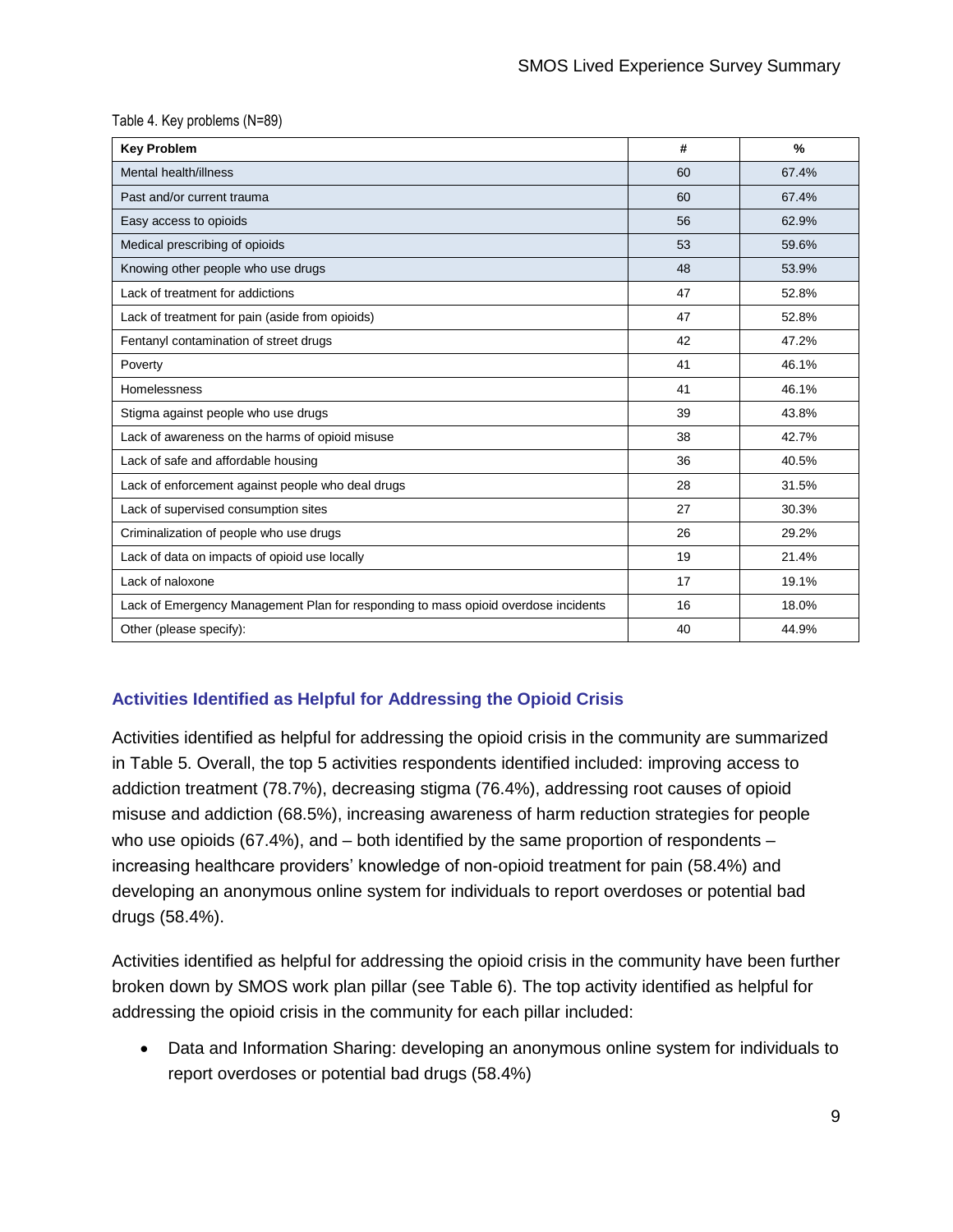Table 4. Key problems (N=89)

| Key Problem | # | % |
|---|---|---|
| Mental health/illness | 60 | 67.4% |
| Past and/or current trauma | 60 | 67.4% |
| Easy access to opioids | 56 | 62.9% |
| Medical prescribing of opioids | 53 | 59.6% |
| Knowing other people who use drugs | 48 | 53.9% |
| Lack of treatment for addictions | 47 | 52.8% |
| Lack of treatment for pain (aside from opioids) | 47 | 52.8% |
| Fentanyl contamination of street drugs | 42 | 47.2% |
| Poverty | 41 | 46.1% |
| Homelessness | 41 | 46.1% |
| Stigma against people who use drugs | 39 | 43.8% |
| Lack of awareness on the harms of opioid misuse | 38 | 42.7% |
| Lack of safe and affordable housing | 36 | 40.5% |
| Lack of enforcement against people who deal drugs | 28 | 31.5% |
| Lack of supervised consumption sites | 27 | 30.3% |
| Criminalization of people who use drugs | 26 | 29.2% |
| Lack of data on impacts of opioid use locally | 19 | 21.4% |
| Lack of naloxone | 17 | 19.1% |
| Lack of Emergency Management Plan for responding to mass opioid overdose incidents | 16 | 18.0% |
| Other (please specify): | 40 | 44.9% |

### Activities Identified as Helpful for Addressing the Opioid Crisis

Activities identified as helpful for addressing the opioid crisis in the community are summarized in Table 5. Overall, the top 5 activities respondents identified included: improving access to addiction treatment (78.7%), decreasing stigma (76.4%), addressing root causes of opioid misuse and addiction (68.5%), increasing awareness of harm reduction strategies for people who use opioids (67.4%), and – both identified by the same proportion of respondents – increasing healthcare providers' knowledge of non-opioid treatment for pain (58.4%) and developing an anonymous online system for individuals to report overdoses or potential bad drugs (58.4%).

Activities identified as helpful for addressing the opioid crisis in the community have been further broken down by SMOS work plan pillar (see Table 6). The top activity identified as helpful for addressing the opioid crisis in the community for each pillar included:

- Data and Information Sharing: developing an anonymous online system for individuals to report overdoses or potential bad drugs (58.4%)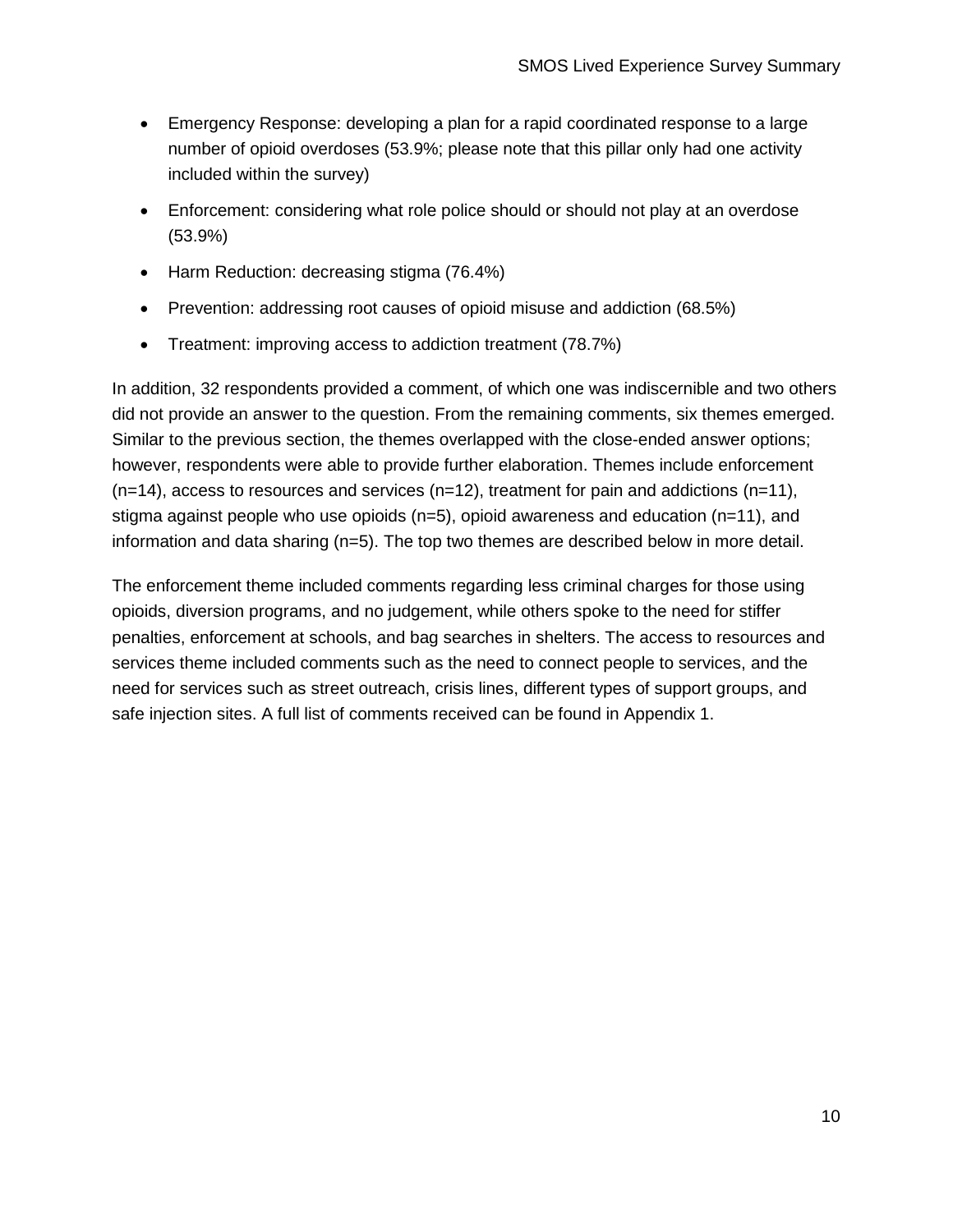- Emergency Response: developing a plan for a rapid coordinated response to a large number of opioid overdoses (53.9%; please note that this pillar only had one activity included within the survey)
- Enforcement: considering what role police should or should not play at an overdose (53.9%)
- Harm Reduction: decreasing stigma (76.4%)
- Prevention: addressing root causes of opioid misuse and addiction (68.5%)
- Treatment: improving access to addiction treatment (78.7%)

In addition, 32 respondents provided a comment, of which one was indiscernible and two others did not provide an answer to the question. From the remaining comments, six themes emerged. Similar to the previous section, the themes overlapped with the close-ended answer options; however, respondents were able to provide further elaboration. Themes include enforcement (n=14), access to resources and services (n=12), treatment for pain and addictions (n=11), stigma against people who use opioids (n=5), opioid awareness and education (n=11), and information and data sharing (n=5). The top two themes are described below in more detail.

The enforcement theme included comments regarding less criminal charges for those using opioids, diversion programs, and no judgement, while others spoke to the need for stiffer penalties, enforcement at schools, and bag searches in shelters. The access to resources and services theme included comments such as the need to connect people to services, and the need for services such as street outreach, crisis lines, different types of support groups, and safe injection sites. A full list of comments received can be found in Appendix 1.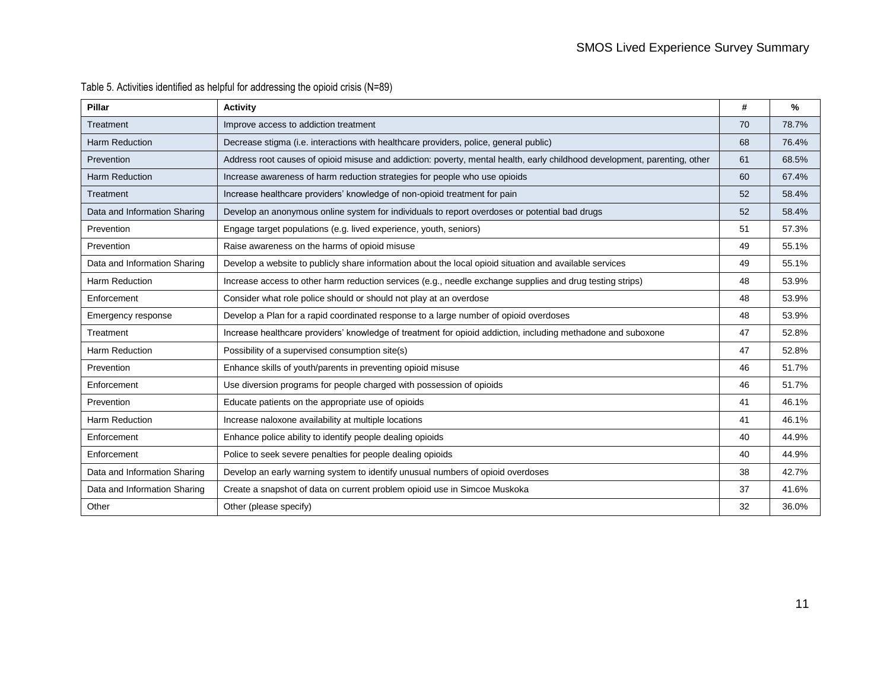Table 5. Activities identified as helpful for addressing the opioid crisis (N=89)

| Pillar | Activity | # | % |
|---|---|---|---|
| Treatment | Improve access to addiction treatment | 70 | 78.7% |
| Harm Reduction | Decrease stigma (i.e. interactions with healthcare providers, police, general public) | 68 | 76.4% |
| Prevention | Address root causes of opioid misuse and addiction: poverty, mental health, early childhood development, parenting, other | 61 | 68.5% |
| Harm Reduction | Increase awareness of harm reduction strategies for people who use opioids | 60 | 67.4% |
| Treatment | Increase healthcare providers' knowledge of non-opioid treatment for pain | 52 | 58.4% |
| Data and Information Sharing | Develop an anonymous online system for individuals to report overdoses or potential bad drugs | 52 | 58.4% |
| Prevention | Engage target populations (e.g. lived experience, youth, seniors) | 51 | 57.3% |
| Prevention | Raise awareness on the harms of opioid misuse | 49 | 55.1% |
| Data and Information Sharing | Develop a website to publicly share information about the local opioid situation and available services | 49 | 55.1% |
| Harm Reduction | Increase access to other harm reduction services (e.g., needle exchange supplies and drug testing strips) | 48 | 53.9% |
| Enforcement | Consider what role police should or should not play at an overdose | 48 | 53.9% |
| Emergency response | Develop a Plan for a rapid coordinated response to a large number of opioid overdoses | 48 | 53.9% |
| Treatment | Increase healthcare providers' knowledge of treatment for opioid addiction, including methadone and suboxone | 47 | 52.8% |
| Harm Reduction | Possibility of a supervised consumption site(s) | 47 | 52.8% |
| Prevention | Enhance skills of youth/parents in preventing opioid misuse | 46 | 51.7% |
| Enforcement | Use diversion programs for people charged with possession of opioids | 46 | 51.7% |
| Prevention | Educate patients on the appropriate use of opioids | 41 | 46.1% |
| Harm Reduction | Increase naloxone availability at multiple locations | 41 | 46.1% |
| Enforcement | Enhance police ability to identify people dealing opioids | 40 | 44.9% |
| Enforcement | Police to seek severe penalties for people dealing opioids | 40 | 44.9% |
| Data and Information Sharing | Develop an early warning system to identify unusual numbers of opioid overdoses | 38 | 42.7% |
| Data and Information Sharing | Create a snapshot of data on current problem opioid use in Simcoe Muskoka | 37 | 41.6% |
| Other | Other (please specify) | 32 | 36.0% |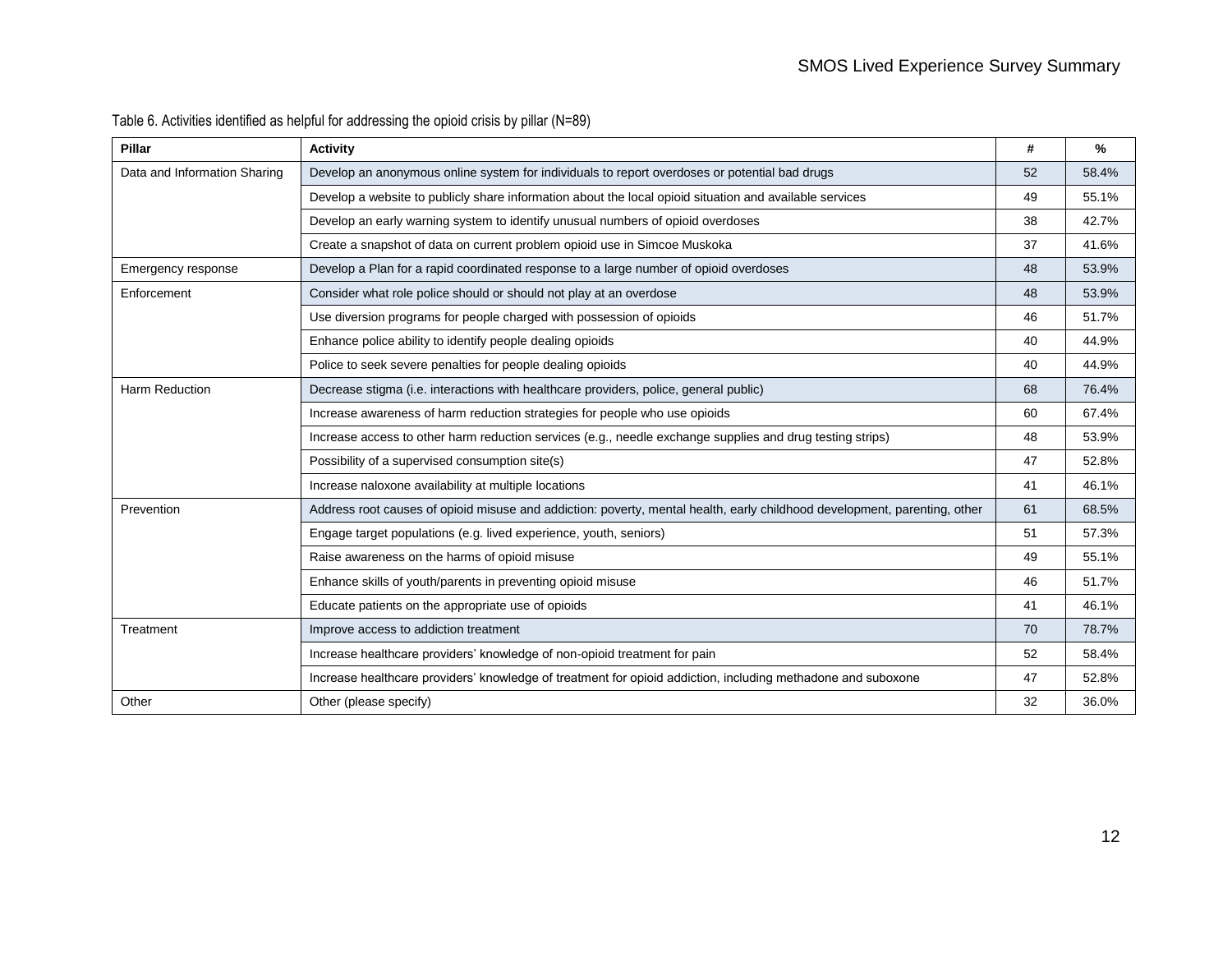Table 6. Activities identified as helpful for addressing the opioid crisis by pillar (N=89)

| Pillar | Activity | # | % |
|---|---|---|---|
| Data and Information Sharing | Develop an anonymous online system for individuals to report overdoses or potential bad drugs | 52 | 58.4% |
| | Develop a website to publicly share information about the local opioid situation and available services | 49 | 55.1% |
| | Develop an early warning system to identify unusual numbers of opioid overdoses | 38 | 42.7% |
| | Create a snapshot of data on current problem opioid use in Simcoe Muskoka | 37 | 41.6% |
| Emergency response | Develop a Plan for a rapid coordinated response to a large number of opioid overdoses | 48 | 53.9% |
| Enforcement | Consider what role police should or should not play at an overdose | 48 | 53.9% |
| | Use diversion programs for people charged with possession of opioids | 46 | 51.7% |
| | Enhance police ability to identify people dealing opioids | 40 | 44.9% |
| | Police to seek severe penalties for people dealing opioids | 40 | 44.9% |
| Harm Reduction | Decrease stigma (i.e. interactions with healthcare providers, police, general public) | 68 | 76.4% |
| | Increase awareness of harm reduction strategies for people who use opioids | 60 | 67.4% |
| | Increase access to other harm reduction services (e.g., needle exchange supplies and drug testing strips) | 48 | 53.9% |
| | Possibility of a supervised consumption site(s) | 47 | 52.8% |
| | Increase naloxone availability at multiple locations | 41 | 46.1% |
| Prevention | Address root causes of opioid misuse and addiction: poverty, mental health, early childhood development, parenting, other | 61 | 68.5% |
| | Engage target populations (e.g. lived experience, youth, seniors) | 51 | 57.3% |
| | Raise awareness on the harms of opioid misuse | 49 | 55.1% |
| | Enhance skills of youth/parents in preventing opioid misuse | 46 | 51.7% |
| | Educate patients on the appropriate use of opioids | 41 | 46.1% |
| Treatment | Improve access to addiction treatment | 70 | 78.7% |
| | Increase healthcare providers' knowledge of non-opioid treatment for pain | 52 | 58.4% |
| | Increase healthcare providers' knowledge of treatment for opioid addiction, including methadone and suboxone | 47 | 52.8% |
| Other | Other (please specify) | 32 | 36.0% |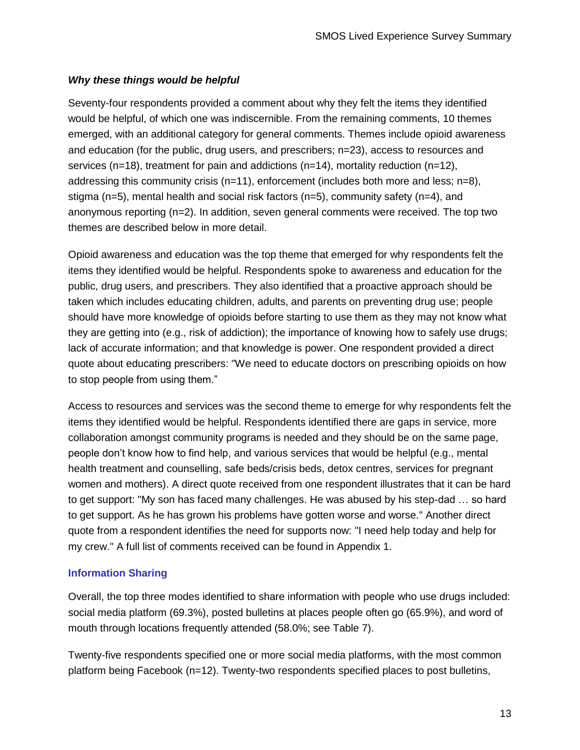### *Why these things would be helpful*

Seventy-four respondents provided a comment about why they felt the items they identified would be helpful, of which one was indiscernible. From the remaining comments, 10 themes emerged, with an additional category for general comments. Themes include opioid awareness and education (for the public, drug users, and prescribers; n=23), access to resources and services (n=18), treatment for pain and addictions (n=14), mortality reduction (n=12), addressing this community crisis (n=11), enforcement (includes both more and less; n=8), stigma (n=5), mental health and social risk factors (n=5), community safety (n=4), and anonymous reporting (n=2). In addition, seven general comments were received. The top two themes are described below in more detail.

Opioid awareness and education was the top theme that emerged for why respondents felt the items they identified would be helpful. Respondents spoke to awareness and education for the public, drug users, and prescribers. They also identified that a proactive approach should be taken which includes educating children, adults, and parents on preventing drug use; people should have more knowledge of opioids before starting to use them as they may not know what they are getting into (e.g., risk of addiction); the importance of knowing how to safely use drugs; lack of accurate information; and that knowledge is power. One respondent provided a direct quote about educating prescribers: "We need to educate doctors on prescribing opioids on how to stop people from using them."

Access to resources and services was the second theme to emerge for why respondents felt the items they identified would be helpful. Respondents identified there are gaps in service, more collaboration amongst community programs is needed and they should be on the same page, people don't know how to find help, and various services that would be helpful (e.g., mental health treatment and counselling, safe beds/crisis beds, detox centres, services for pregnant women and mothers). A direct quote received from one respondent illustrates that it can be hard to get support: "My son has faced many challenges. He was abused by his step-dad … so hard to get support. As he has grown his problems have gotten worse and worse." Another direct quote from a respondent identifies the need for supports now: "I need help today and help for my crew." A full list of comments received can be found in Appendix 1.

## Information Sharing

Overall, the top three modes identified to share information with people who use drugs included: social media platform (69.3%), posted bulletins at places people often go (65.9%), and word of mouth through locations frequently attended (58.0%; see Table 7).

Twenty-five respondents specified one or more social media platforms, with the most common platform being Facebook (n=12). Twenty-two respondents specified places to post bulletins,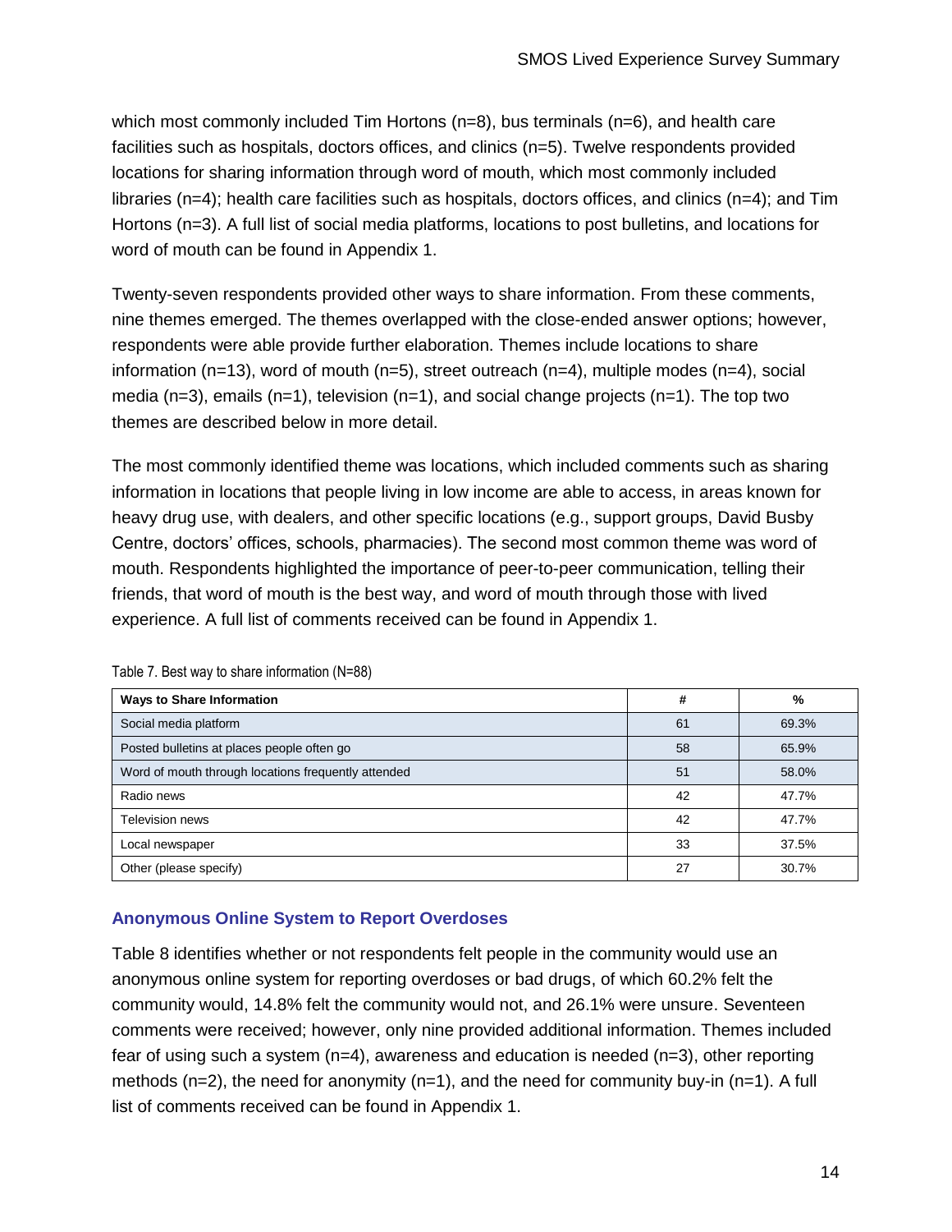which most commonly included Tim Hortons (n=8), bus terminals (n=6), and health care facilities such as hospitals, doctors offices, and clinics (n=5). Twelve respondents provided locations for sharing information through word of mouth, which most commonly included libraries (n=4); health care facilities such as hospitals, doctors offices, and clinics (n=4); and Tim Hortons (n=3). A full list of social media platforms, locations to post bulletins, and locations for word of mouth can be found in Appendix 1.

Twenty-seven respondents provided other ways to share information. From these comments, nine themes emerged. The themes overlapped with the close-ended answer options; however, respondents were able provide further elaboration. Themes include locations to share information (n=13), word of mouth (n=5), street outreach (n=4), multiple modes (n=4), social media (n=3), emails (n=1), television (n=1), and social change projects (n=1). The top two themes are described below in more detail.

The most commonly identified theme was locations, which included comments such as sharing information in locations that people living in low income are able to access, in areas known for heavy drug use, with dealers, and other specific locations (e.g., support groups, David Busby Centre, doctors' offices, schools, pharmacies). The second most common theme was word of mouth. Respondents highlighted the importance of peer-to-peer communication, telling their friends, that word of mouth is the best way, and word of mouth through those with lived experience. A full list of comments received can be found in Appendix 1.

Table 7. Best way to share information (N=88)

| Ways to Share Information | # | % |
|---|---|---|
| Social media platform | 61 | 69.3% |
| Posted bulletins at places people often go | 58 | 65.9% |
| Word of mouth through locations frequently attended | 51 | 58.0% |
| Radio news | 42 | 47.7% |
| Television news | 42 | 47.7% |
| Local newspaper | 33 | 37.5% |
| Other (please specify) | 27 | 30.7% |

### Anonymous Online System to Report Overdoses

Table 8 identifies whether or not respondents felt people in the community would use an anonymous online system for reporting overdoses or bad drugs, of which 60.2% felt the community would, 14.8% felt the community would not, and 26.1% were unsure. Seventeen comments were received; however, only nine provided additional information. Themes included fear of using such a system (n=4), awareness and education is needed (n=3), other reporting methods (n=2), the need for anonymity (n=1), and the need for community buy-in (n=1). A full list of comments received can be found in Appendix 1.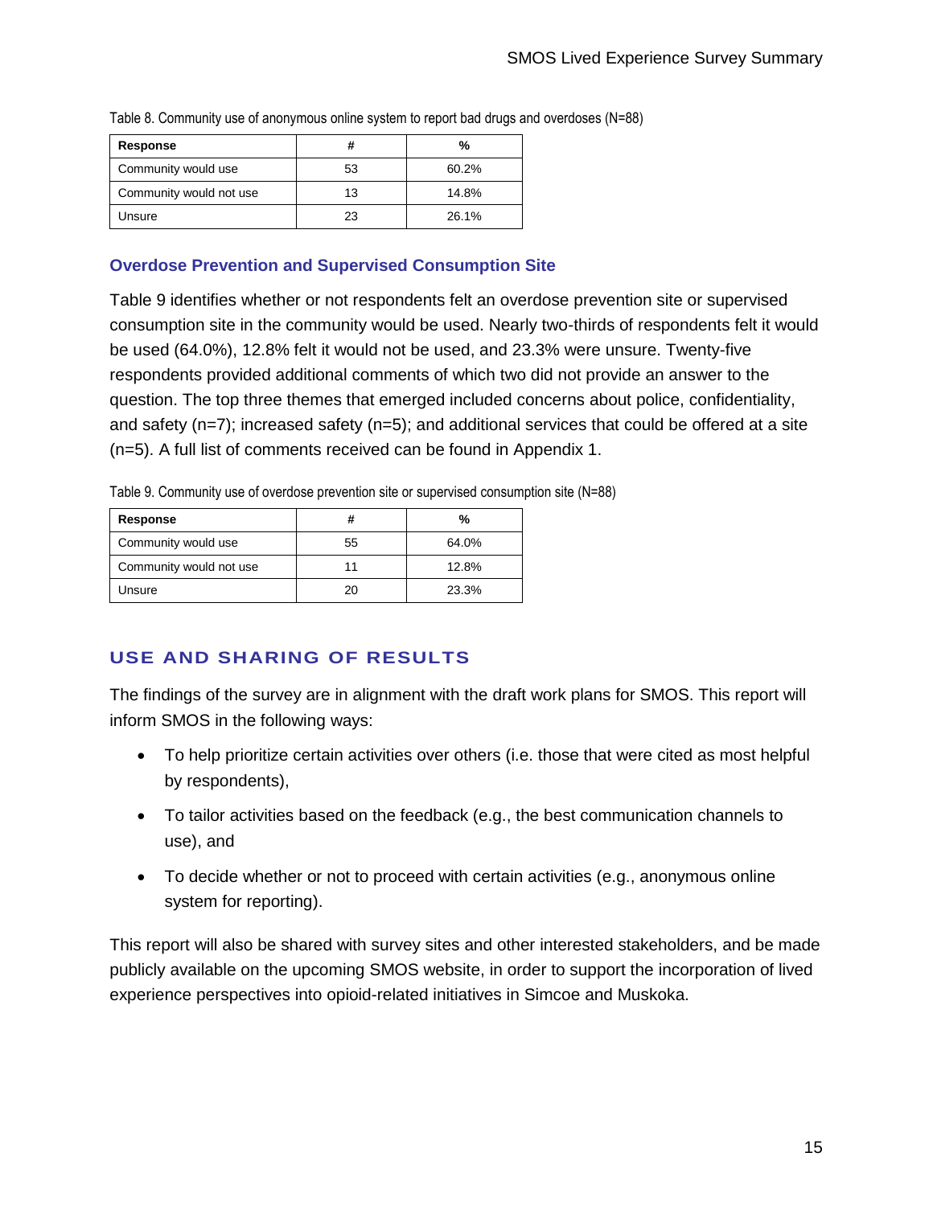Table 8. Community use of anonymous online system to report bad drugs and overdoses (N=88)

| Response | # | % |
| --- | --- | --- |
| Community would use | 53 | 60.2% |
| Community would not use | 13 | 14.8% |
| Unsure | 23 | 26.1% |

### Overdose Prevention and Supervised Consumption Site

Table 9 identifies whether or not respondents felt an overdose prevention site or supervised consumption site in the community would be used. Nearly two-thirds of respondents felt it would be used (64.0%), 12.8% felt it would not be used, and 23.3% were unsure. Twenty-five respondents provided additional comments of which two did not provide an answer to the question. The top three themes that emerged included concerns about police, confidentiality, and safety (n=7); increased safety (n=5); and additional services that could be offered at a site (n=5). A full list of comments received can be found in Appendix 1.

Table 9. Community use of overdose prevention site or supervised consumption site (N=88)

| Response | # | % |
| --- | --- | --- |
| Community would use | 55 | 64.0% |
| Community would not use | 11 | 12.8% |
| Unsure | 20 | 23.3% |

## USE AND SHARING OF RESULTS

The findings of the survey are in alignment with the draft work plans for SMOS. This report will inform SMOS in the following ways:

- To help prioritize certain activities over others (i.e. those that were cited as most helpful by respondents),
- To tailor activities based on the feedback (e.g., the best communication channels to use), and
- To decide whether or not to proceed with certain activities (e.g., anonymous online system for reporting).

This report will also be shared with survey sites and other interested stakeholders, and be made publicly available on the upcoming SMOS website, in order to support the incorporation of lived experience perspectives into opioid-related initiatives in Simcoe and Muskoka.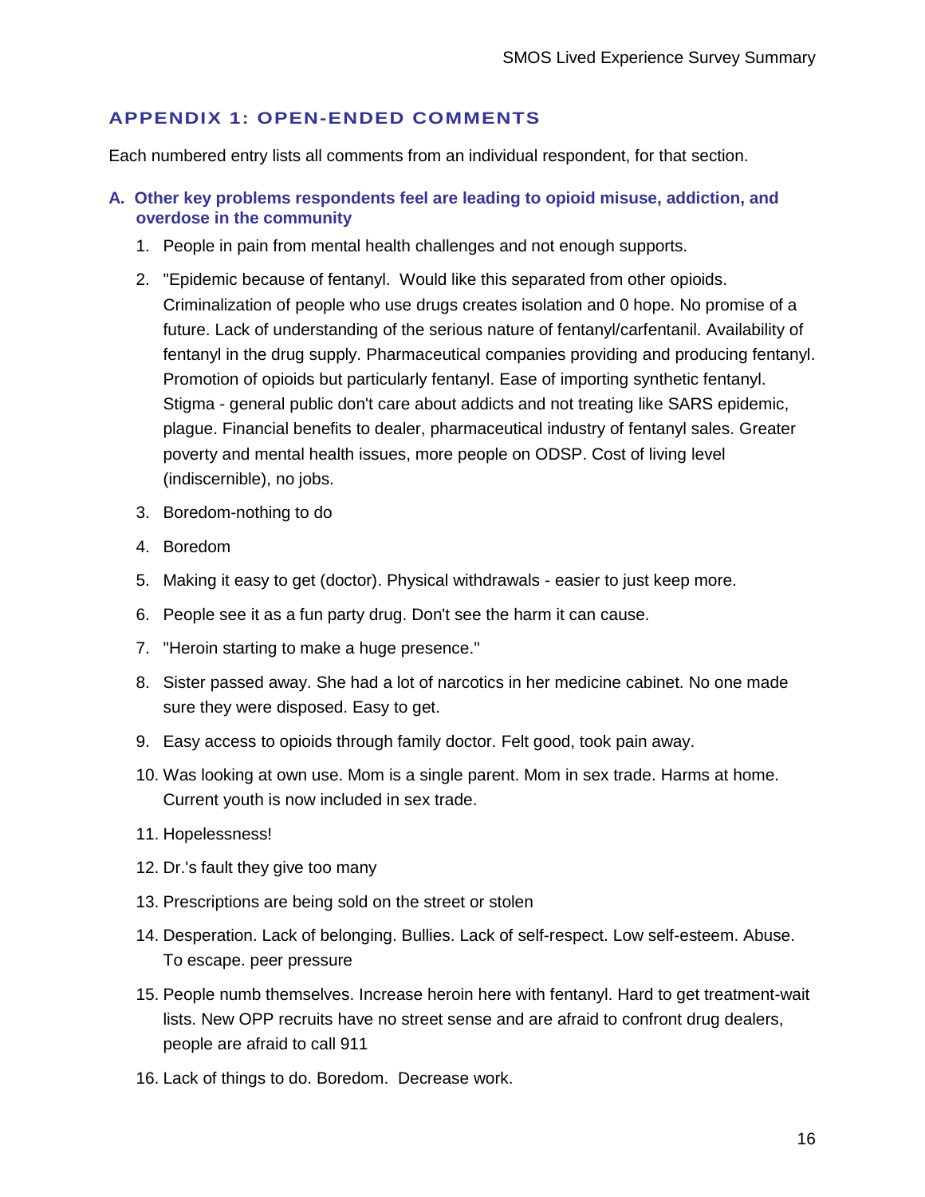## APPENDIX 1: OPEN-ENDED COMMENTS

Each numbered entry lists all comments from an individual respondent, for that section.

### A. Other key problems respondents feel are leading to opioid misuse, addiction, and overdose in the community

1. People in pain from mental health challenges and not enough supports.
2. "Epidemic because of fentanyl. Would like this separated from other opioids. Criminalization of people who use drugs creates isolation and 0 hope. No promise of a future. Lack of understanding of the serious nature of fentanyl/carfentanil. Availability of fentanyl in the drug supply. Pharmaceutical companies providing and producing fentanyl. Promotion of opioids but particularly fentanyl. Ease of importing synthetic fentanyl. Stigma - general public don't care about addicts and not treating like SARS epidemic, plague. Financial benefits to dealer, pharmaceutical industry of fentanyl sales. Greater poverty and mental health issues, more people on ODSP. Cost of living level (indiscernible), no jobs.
3. Boredom-nothing to do
4. Boredom
5. Making it easy to get (doctor). Physical withdrawals - easier to just keep more.
6. People see it as a fun party drug. Don't see the harm it can cause.
7. "Heroin starting to make a huge presence."
8. Sister passed away. She had a lot of narcotics in her medicine cabinet. No one made sure they were disposed. Easy to get.
9. Easy access to opioids through family doctor. Felt good, took pain away.
10. Was looking at own use. Mom is a single parent. Mom in sex trade. Harms at home. Current youth is now included in sex trade.
11. Hopelessness!
12. Dr.'s fault they give too many
13. Prescriptions are being sold on the street or stolen
14. Desperation. Lack of belonging. Bullies. Lack of self-respect. Low self-esteem. Abuse. To escape. peer pressure
15. People numb themselves. Increase heroin here with fentanyl. Hard to get treatment-wait lists. New OPP recruits have no street sense and are afraid to confront drug dealers, people are afraid to call 911
16. Lack of things to do. Boredom. Decrease work.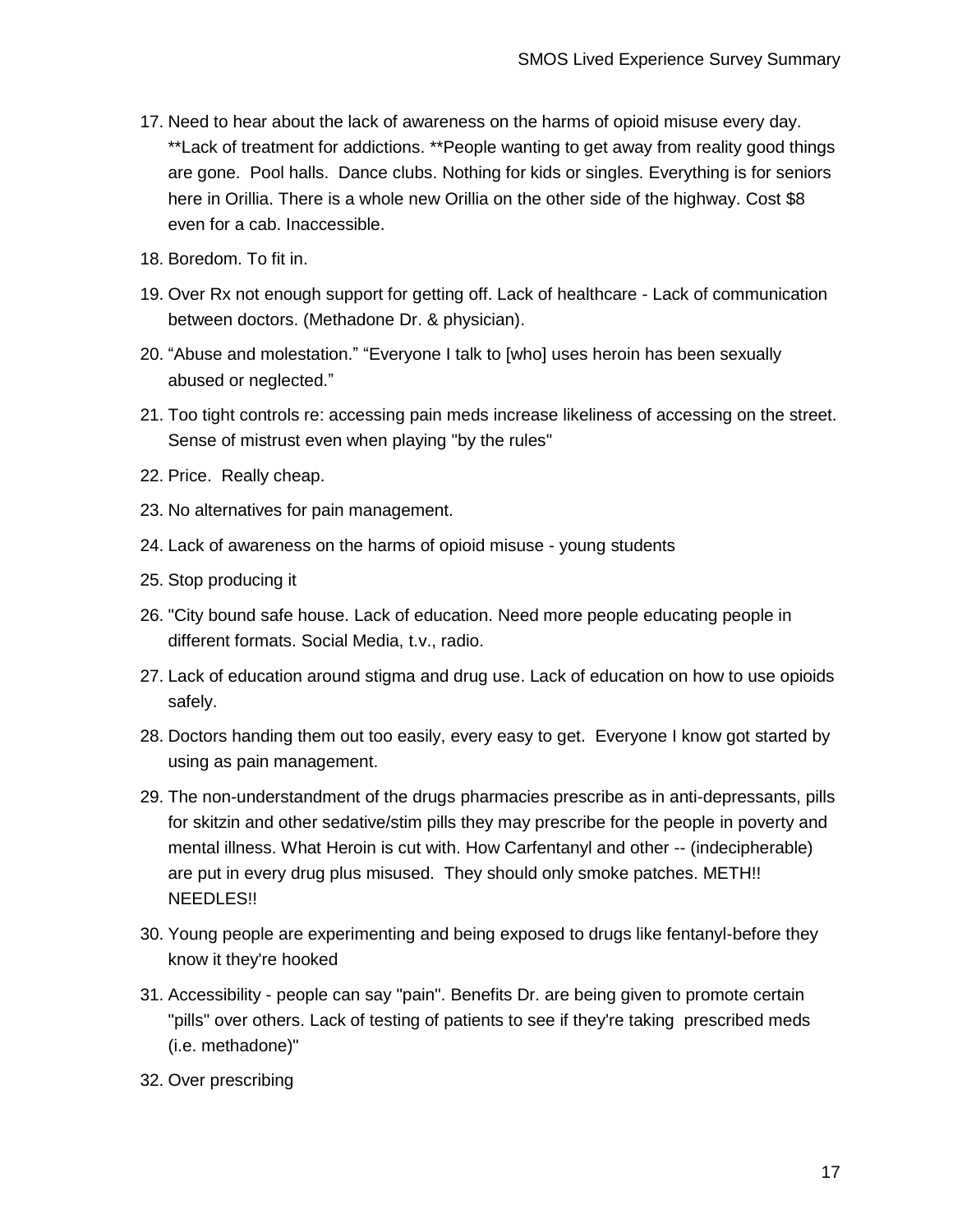17. Need to hear about the lack of awareness on the harms of opioid misuse every day. **Lack of treatment for addictions. **People wanting to get away from reality good things are gone. Pool halls. Dance clubs. Nothing for kids or singles. Everything is for seniors here in Orillia. There is a whole new Orillia on the other side of the highway. Cost $8 even for a cab. Inaccessible.

18. Boredom. To fit in.

19. Over Rx not enough support for getting off. Lack of healthcare - Lack of communication between doctors. (Methadone Dr. & physician).

20. “Abuse and molestation.” “Everyone I talk to [who] uses heroin has been sexually abused or neglected.”

21. Too tight controls re: accessing pain meds increase likeliness of accessing on the street. Sense of mistrust even when playing "by the rules"

22. Price. Really cheap.

23. No alternatives for pain management.

24. Lack of awareness on the harms of opioid misuse - young students

25. Stop producing it

26. "City bound safe house. Lack of education. Need more people educating people in different formats. Social Media, t.v., radio.

27. Lack of education around stigma and drug use. Lack of education on how to use opioids safely.

28. Doctors handing them out too easily, every easy to get. Everyone I know got started by using as pain management.

29. The non-understandment of the drugs pharmacies prescribe as in anti-depressants, pills for skitzin and other sedative/stim pills they may prescribe for the people in poverty and mental illness. What Heroin is cut with. How Carfentanyl and other -- (indecipherable) are put in every drug plus misused. They should only smoke patches. METH!! NEEDLES!!

30. Young people are experimenting and being exposed to drugs like fentanyl-before they know it they're hooked

31. Accessibility - people can say "pain". Benefits Dr. are being given to promote certain "pills" over others. Lack of testing of patients to see if they're taking prescribed meds (i.e. methadone)"

32. Over prescribing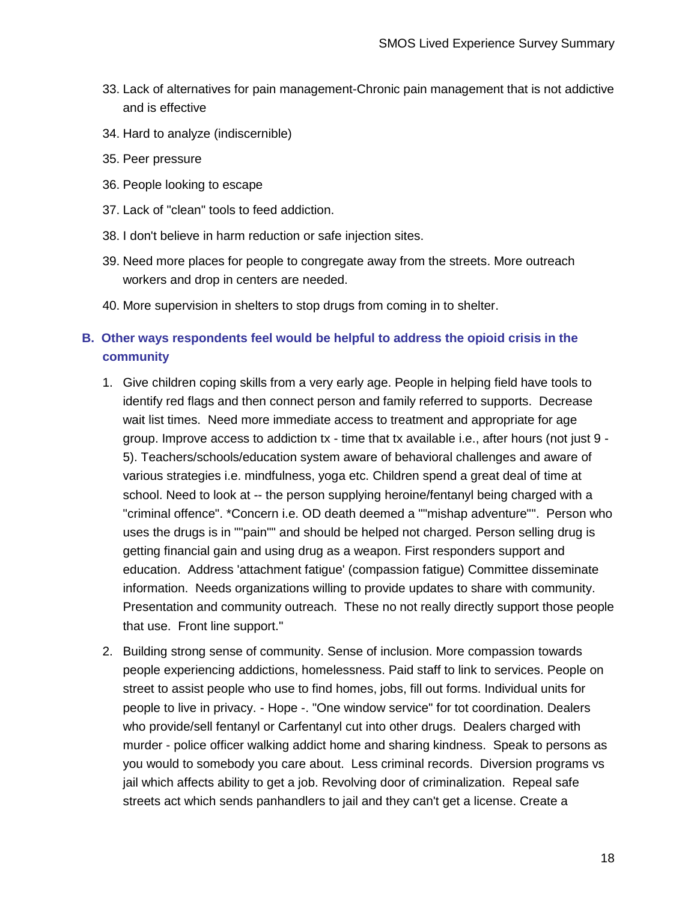33. Lack of alternatives for pain management-Chronic pain management that is not addictive and is effective
34. Hard to analyze (indiscernible)
35. Peer pressure
36. People looking to escape
37. Lack of "clean" tools to feed addiction.
38. I don't believe in harm reduction or safe injection sites.
39. Need more places for people to congregate away from the streets. More outreach workers and drop in centers are needed.
40. More supervision in shelters to stop drugs from coming in to shelter.

### B. Other ways respondents feel would be helpful to address the opioid crisis in the community

1. Give children coping skills from a very early age. People in helping field have tools to identify red flags and then connect person and family referred to supports. Decrease wait list times. Need more immediate access to treatment and appropriate for age group. Improve access to addiction tx - time that tx available i.e., after hours (not just 9 - 5). Teachers/schools/education system aware of behavioral challenges and aware of various strategies i.e. mindfulness, yoga etc. Children spend a great deal of time at school. Need to look at -- the person supplying heroine/fentanyl being charged with a "criminal offence". *Concern i.e. OD death deemed a ""mishap adventure"". Person who uses the drugs is in ""pain"" and should be helped not charged. Person selling drug is getting financial gain and using drug as a weapon. First responders support and education. Address 'attachment fatigue' (compassion fatigue) Committee disseminate information. Needs organizations willing to provide updates to share with community. Presentation and community outreach. These no not really directly support those people that use. Front line support."
2. Building strong sense of community. Sense of inclusion. More compassion towards people experiencing addictions, homelessness. Paid staff to link to services. People on street to assist people who use to find homes, jobs, fill out forms. Individual units for people to live in privacy. - Hope -. "One window service" for tot coordination. Dealers who provide/sell fentanyl or Carfentanyl cut into other drugs. Dealers charged with murder - police officer walking addict home and sharing kindness. Speak to persons as you would to somebody you care about. Less criminal records. Diversion programs vs jail which affects ability to get a job. Revolving door of criminalization. Repeal safe streets act which sends panhandlers to jail and they can't get a license. Create a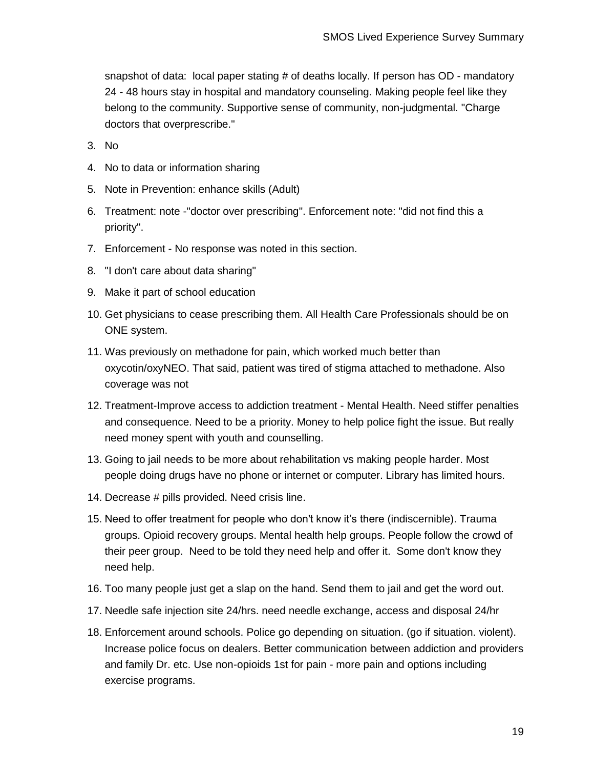snapshot of data: local paper stating # of deaths locally. If person has OD - mandatory 24 - 48 hours stay in hospital and mandatory counseling. Making people feel like they belong to the community. Supportive sense of community, non-judgmental. "Charge doctors that overprescribe."

3. No
4. No to data or information sharing
5. Note in Prevention: enhance skills (Adult)
6. Treatment: note -"doctor over prescribing". Enforcement note: "did not find this a priority".
7. Enforcement - No response was noted in this section.
8. "I don't care about data sharing"
9. Make it part of school education
10. Get physicians to cease prescribing them. All Health Care Professionals should be on ONE system.
11. Was previously on methadone for pain, which worked much better than oxycotin/oxyNEO. That said, patient was tired of stigma attached to methadone. Also coverage was not
12. Treatment-Improve access to addiction treatment - Mental Health. Need stiffer penalties and consequence. Need to be a priority. Money to help police fight the issue. But really need money spent with youth and counselling.
13. Going to jail needs to be more about rehabilitation vs making people harder. Most people doing drugs have no phone or internet or computer. Library has limited hours.
14. Decrease # pills provided. Need crisis line.
15. Need to offer treatment for people who don't know it's there (indiscernible). Trauma groups. Opioid recovery groups. Mental health help groups. People follow the crowd of their peer group. Need to be told they need help and offer it. Some don't know they need help.
16. Too many people just get a slap on the hand. Send them to jail and get the word out.
17. Needle safe injection site 24/hrs. need needle exchange, access and disposal 24/hr
18. Enforcement around schools. Police go depending on situation. (go if situation. violent). Increase police focus on dealers. Better communication between addiction and providers and family Dr. etc. Use non-opioids 1st for pain - more pain and options including exercise programs.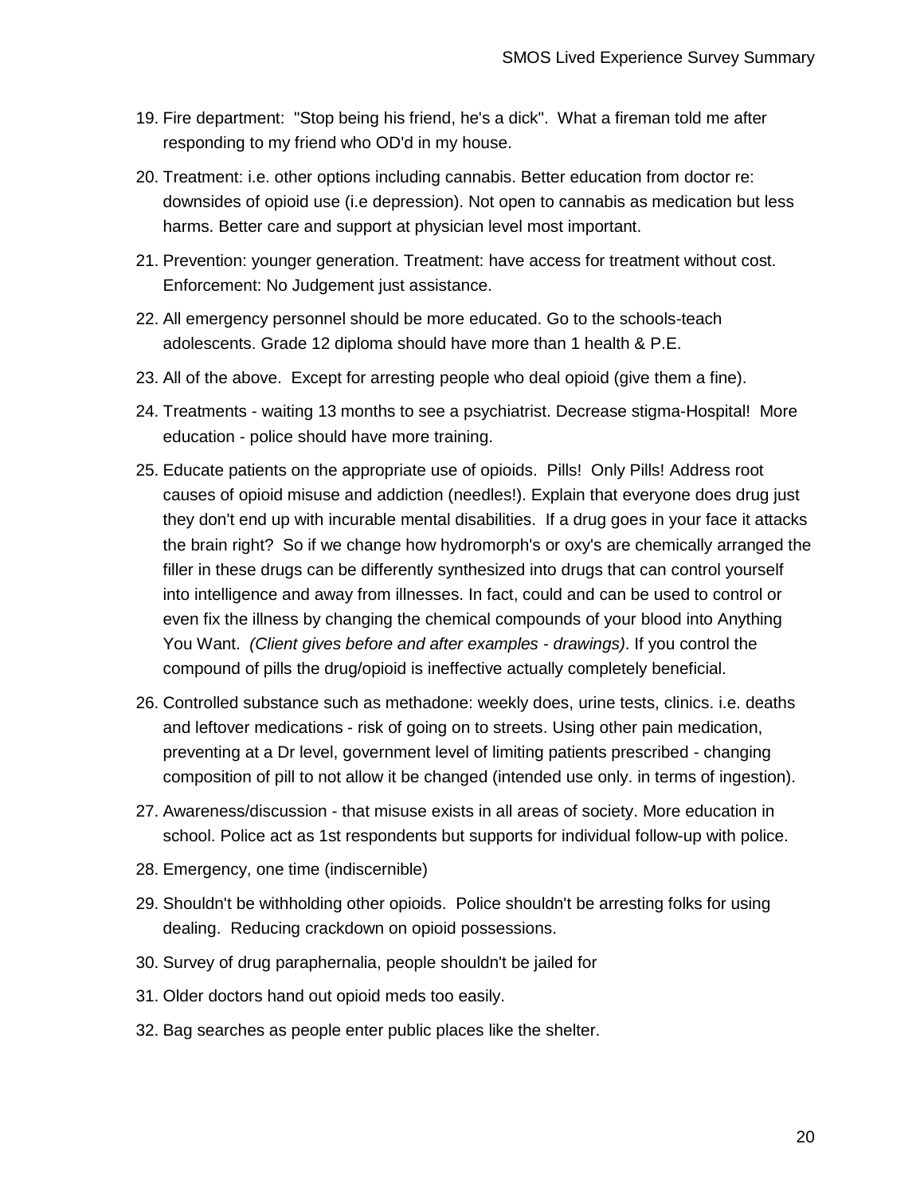19. Fire department: "Stop being his friend, he's a dick". What a fireman told me after responding to my friend who OD'd in my house.
20. Treatment: i.e. other options including cannabis. Better education from doctor re: downsides of opioid use (i.e depression). Not open to cannabis as medication but less harms. Better care and support at physician level most important.
21. Prevention: younger generation. Treatment: have access for treatment without cost. Enforcement: No Judgement just assistance.
22. All emergency personnel should be more educated. Go to the schools-teach adolescents. Grade 12 diploma should have more than 1 health & P.E.
23. All of the above. Except for arresting people who deal opioid (give them a fine).
24. Treatments - waiting 13 months to see a psychiatrist. Decrease stigma-Hospital! More education - police should have more training.
25. Educate patients on the appropriate use of opioids. Pills! Only Pills! Address root causes of opioid misuse and addiction (needles!). Explain that everyone does drug just they don't end up with incurable mental disabilities. If a drug goes in your face it attacks the brain right? So if we change how hydromorph's or oxy's are chemically arranged the filler in these drugs can be differently synthesized into drugs that can control yourself into intelligence and away from illnesses. In fact, could and can be used to control or even fix the illness by changing the chemical compounds of your blood into Anything You Want. *(Client gives before and after examples - drawings)*. If you control the compound of pills the drug/opioid is ineffective actually completely beneficial.
26. Controlled substance such as methadone: weekly does, urine tests, clinics. i.e. deaths and leftover medications - risk of going on to streets. Using other pain medication, preventing at a Dr level, government level of limiting patients prescribed - changing composition of pill to not allow it be changed (intended use only. in terms of ingestion).
27. Awareness/discussion - that misuse exists in all areas of society. More education in school. Police act as 1st respondents but supports for individual follow-up with police.
28. Emergency, one time (indiscernible)
29. Shouldn't be withholding other opioids. Police shouldn't be arresting folks for using dealing. Reducing crackdown on opioid possessions.
30. Survey of drug paraphernalia, people shouldn't be jailed for
31. Older doctors hand out opioid meds too easily.
32. Bag searches as people enter public places like the shelter.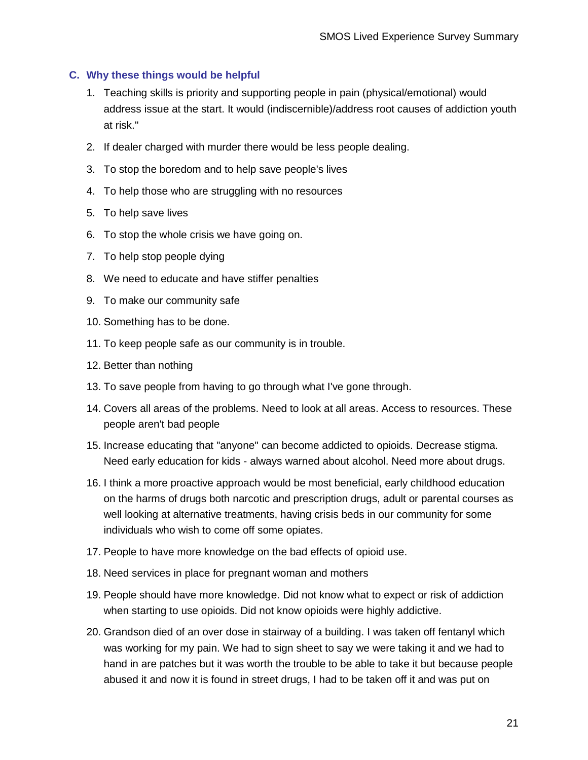### C. Why these things would be helpful

1. Teaching skills is priority and supporting people in pain (physical/emotional) would address issue at the start. It would (indiscernible)/address root causes of addiction youth at risk."
2. If dealer charged with murder there would be less people dealing.
3. To stop the boredom and to help save people's lives
4. To help those who are struggling with no resources
5. To help save lives
6. To stop the whole crisis we have going on.
7. To help stop people dying
8. We need to educate and have stiffer penalties
9. To make our community safe
10. Something has to be done.
11. To keep people safe as our community is in trouble.
12. Better than nothing
13. To save people from having to go through what I've gone through.
14. Covers all areas of the problems. Need to look at all areas. Access to resources. These people aren't bad people
15. Increase educating that "anyone" can become addicted to opioids. Decrease stigma. Need early education for kids - always warned about alcohol. Need more about drugs.
16. I think a more proactive approach would be most beneficial, early childhood education on the harms of drugs both narcotic and prescription drugs, adult or parental courses as well looking at alternative treatments, having crisis beds in our community for some individuals who wish to come off some opiates.
17. People to have more knowledge on the bad effects of opioid use.
18. Need services in place for pregnant woman and mothers
19. People should have more knowledge. Did not know what to expect or risk of addiction when starting to use opioids. Did not know opioids were highly addictive.
20. Grandson died of an over dose in stairway of a building. I was taken off fentanyl which was working for my pain. We had to sign sheet to say we were taking it and we had to hand in are patches but it was worth the trouble to be able to take it but because people abused it and now it is found in street drugs, I had to be taken off it and was put on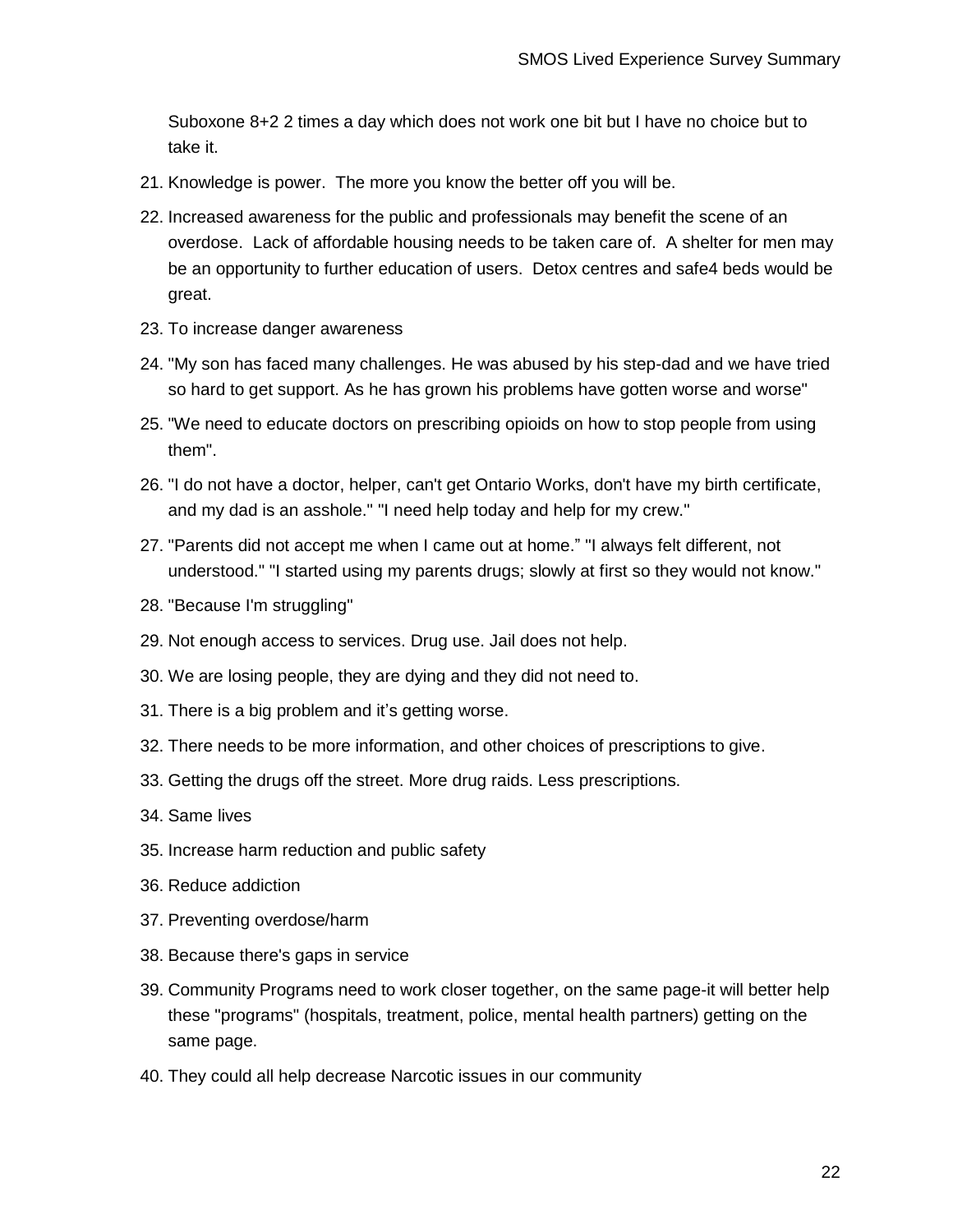Suboxone 8+2 2 times a day which does not work one bit but I have no choice but to take it.

21. Knowledge is power. The more you know the better off you will be.
22. Increased awareness for the public and professionals may benefit the scene of an overdose. Lack of affordable housing needs to be taken care of. A shelter for men may be an opportunity to further education of users. Detox centres and safe4 beds would be great.
23. To increase danger awareness
24. "My son has faced many challenges. He was abused by his step-dad and we have tried so hard to get support. As he has grown his problems have gotten worse and worse"
25. "We need to educate doctors on prescribing opioids on how to stop people from using them".
26. "I do not have a doctor, helper, can't get Ontario Works, don't have my birth certificate, and my dad is an asshole." "I need help today and help for my crew."
27. "Parents did not accept me when I came out at home." "I always felt different, not understood." "I started using my parents drugs; slowly at first so they would not know."
28. "Because I'm struggling"
29. Not enough access to services. Drug use. Jail does not help.
30. We are losing people, they are dying and they did not need to.
31. There is a big problem and it's getting worse.
32. There needs to be more information, and other choices of prescriptions to give.
33. Getting the drugs off the street. More drug raids. Less prescriptions.
34. Same lives
35. Increase harm reduction and public safety
36. Reduce addiction
37. Preventing overdose/harm
38. Because there's gaps in service
39. Community Programs need to work closer together, on the same page-it will better help these "programs" (hospitals, treatment, police, mental health partners) getting on the same page.
40. They could all help decrease Narcotic issues in our community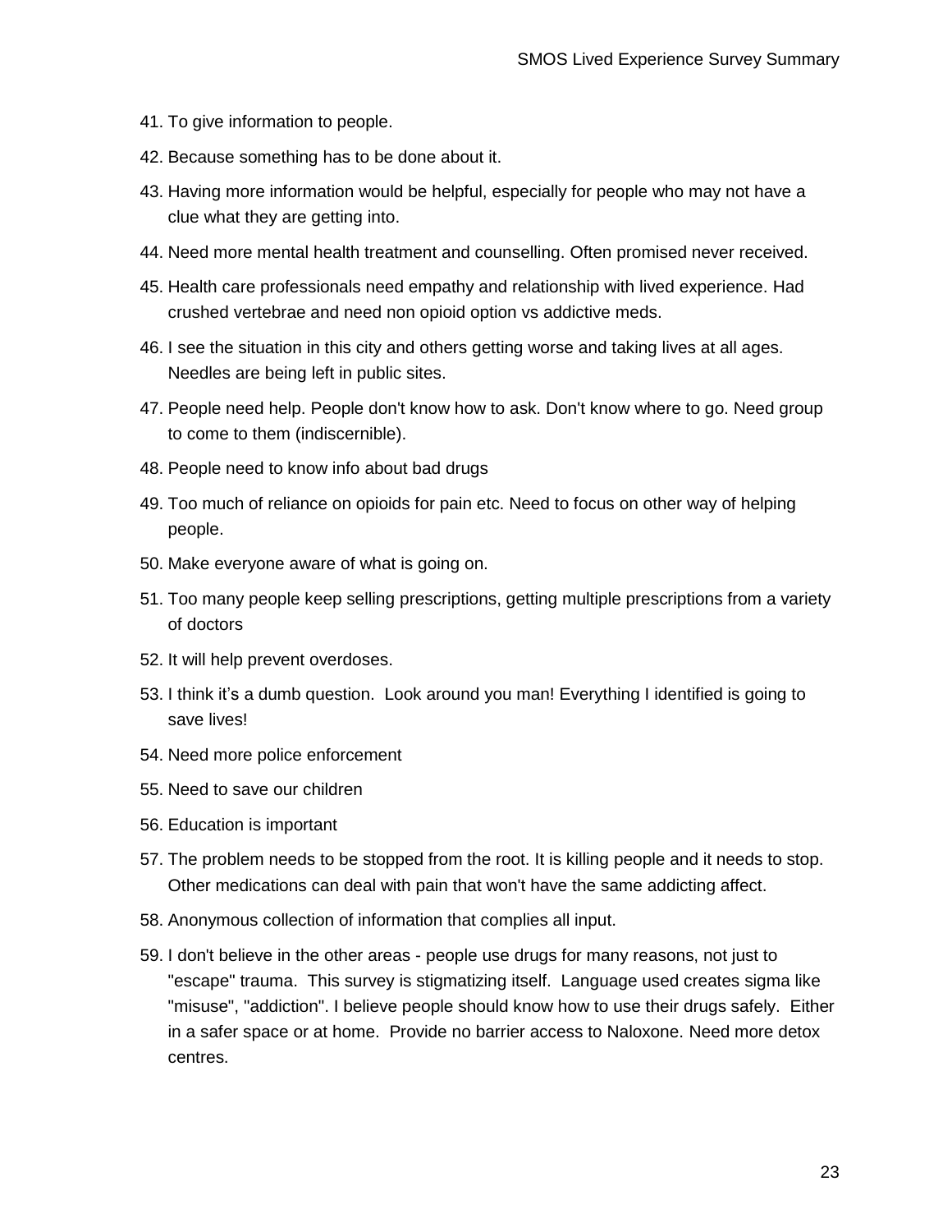41. To give information to people.
42. Because something has to be done about it.
43. Having more information would be helpful, especially for people who may not have a clue what they are getting into.
44. Need more mental health treatment and counselling. Often promised never received.
45. Health care professionals need empathy and relationship with lived experience. Had crushed vertebrae and need non opioid option vs addictive meds.
46. I see the situation in this city and others getting worse and taking lives at all ages. Needles are being left in public sites.
47. People need help. People don't know how to ask. Don't know where to go. Need group to come to them (indiscernible).
48. People need to know info about bad drugs
49. Too much of reliance on opioids for pain etc. Need to focus on other way of helping people.
50. Make everyone aware of what is going on.
51. Too many people keep selling prescriptions, getting multiple prescriptions from a variety of doctors
52. It will help prevent overdoses.
53. I think it’s a dumb question. Look around you man! Everything I identified is going to save lives!
54. Need more police enforcement
55. Need to save our children
56. Education is important
57. The problem needs to be stopped from the root. It is killing people and it needs to stop. Other medications can deal with pain that won't have the same addicting affect.
58. Anonymous collection of information that complies all input.
59. I don't believe in the other areas - people use drugs for many reasons, not just to "escape" trauma. This survey is stigmatizing itself. Language used creates sigma like "misuse", "addiction". I believe people should know how to use their drugs safely. Either in a safer space or at home. Provide no barrier access to Naloxone. Need more detox centres.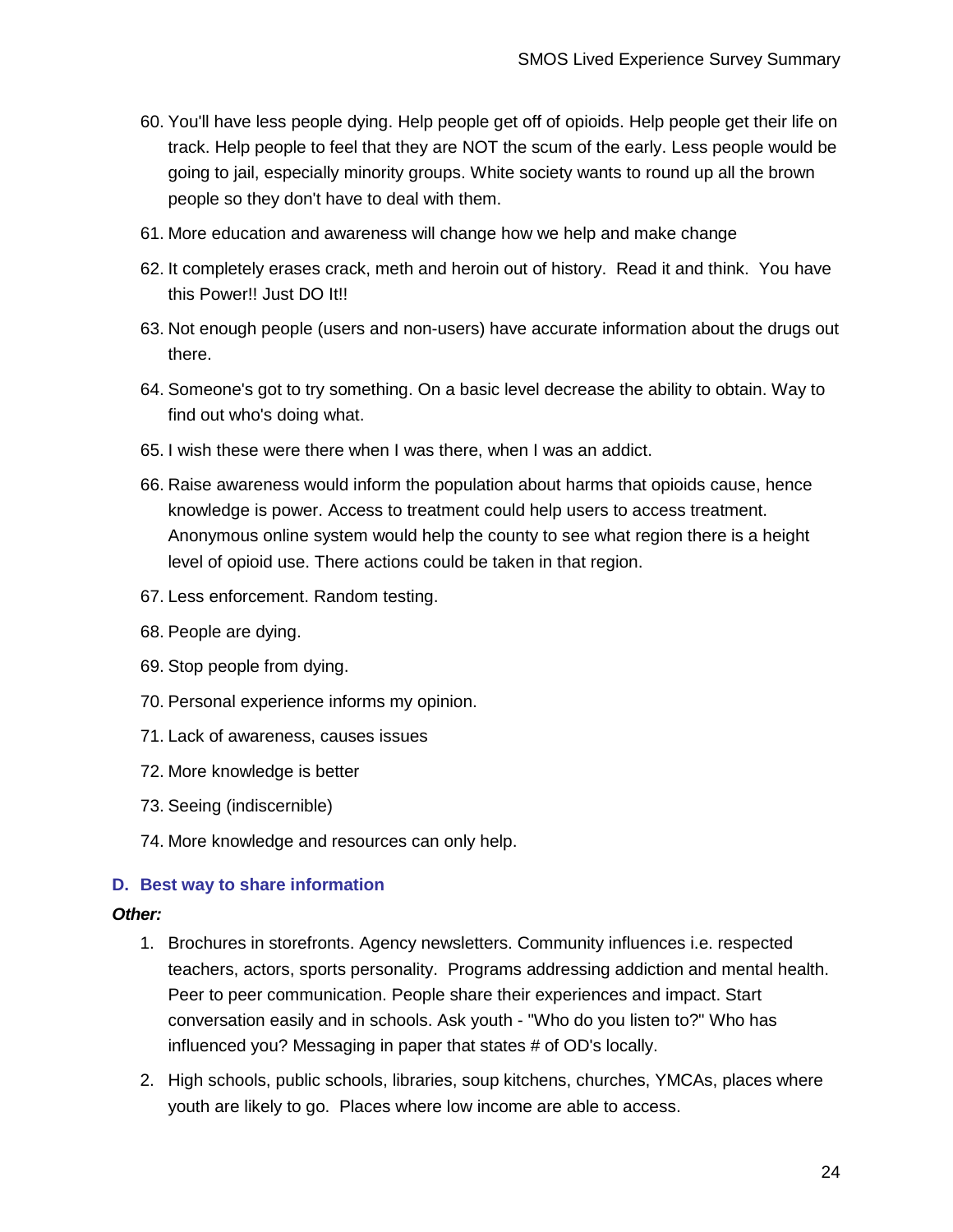60. You'll have less people dying. Help people get off of opioids. Help people get their life on track. Help people to feel that they are NOT the scum of the early. Less people would be going to jail, especially minority groups. White society wants to round up all the brown people so they don't have to deal with them.
61. More education and awareness will change how we help and make change
62. It completely erases crack, meth and heroin out of history. Read it and think. You have this Power!! Just DO It!!
63. Not enough people (users and non-users) have accurate information about the drugs out there.
64. Someone's got to try something. On a basic level decrease the ability to obtain. Way to find out who's doing what.
65. I wish these were there when I was there, when I was an addict.
66. Raise awareness would inform the population about harms that opioids cause, hence knowledge is power. Access to treatment could help users to access treatment. Anonymous online system would help the county to see what region there is a height level of opioid use. There actions could be taken in that region.
67. Less enforcement. Random testing.
68. People are dying.
69. Stop people from dying.
70. Personal experience informs my opinion.
71. Lack of awareness, causes issues
72. More knowledge is better
73. Seeing (indiscernible)
74. More knowledge and resources can only help.

### D. Best way to share information

***Other:***

1. Brochures in storefronts. Agency newsletters. Community influences i.e. respected teachers, actors, sports personality. Programs addressing addiction and mental health. Peer to peer communication. People share their experiences and impact. Start conversation easily and in schools. Ask youth - "Who do you listen to?" Who has influenced you? Messaging in paper that states # of OD's locally.
2. High schools, public schools, libraries, soup kitchens, churches, YMCAs, places where youth are likely to go. Places where low income are able to access.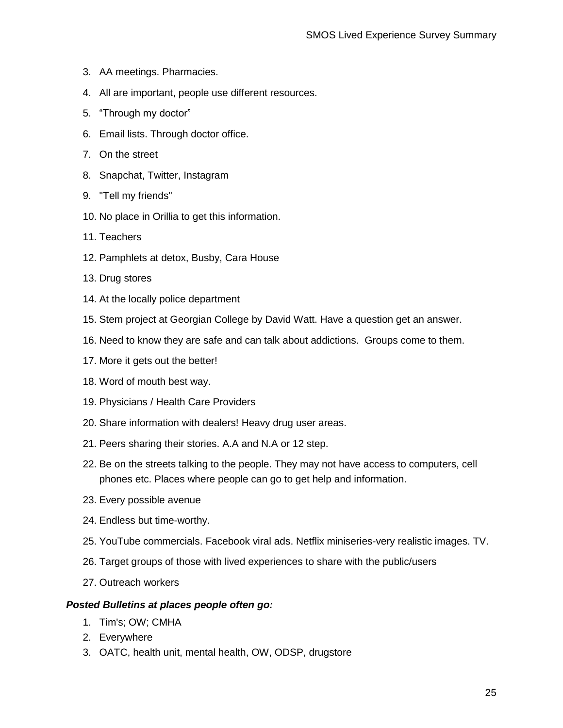3. AA meetings. Pharmacies.
4. All are important, people use different resources.
5. “Through my doctor”
6. Email lists. Through doctor office.
7. On the street
8. Snapchat, Twitter, Instagram
9. "Tell my friends"
10. No place in Orillia to get this information.
11. Teachers
12. Pamphlets at detox, Busby, Cara House
13. Drug stores
14. At the locally police department
15. Stem project at Georgian College by David Watt. Have a question get an answer.
16. Need to know they are safe and can talk about addictions. Groups come to them.
17. More it gets out the better!
18. Word of mouth best way.
19. Physicians / Health Care Providers
20. Share information with dealers! Heavy drug user areas.
21. Peers sharing their stories. A.A and N.A or 12 step.
22. Be on the streets talking to the people. They may not have access to computers, cell phones etc. Places where people can go to get help and information.
23. Every possible avenue
24. Endless but time-worthy.
25. YouTube commercials. Facebook viral ads. Netflix miniseries-very realistic images. TV.
26. Target groups of those with lived experiences to share with the public/users
27. Outreach workers

***Posted Bulletins at places people often go:***

1. Tim's; OW; CMHA
2. Everywhere
3. OATC, health unit, mental health, OW, ODSP, drugstore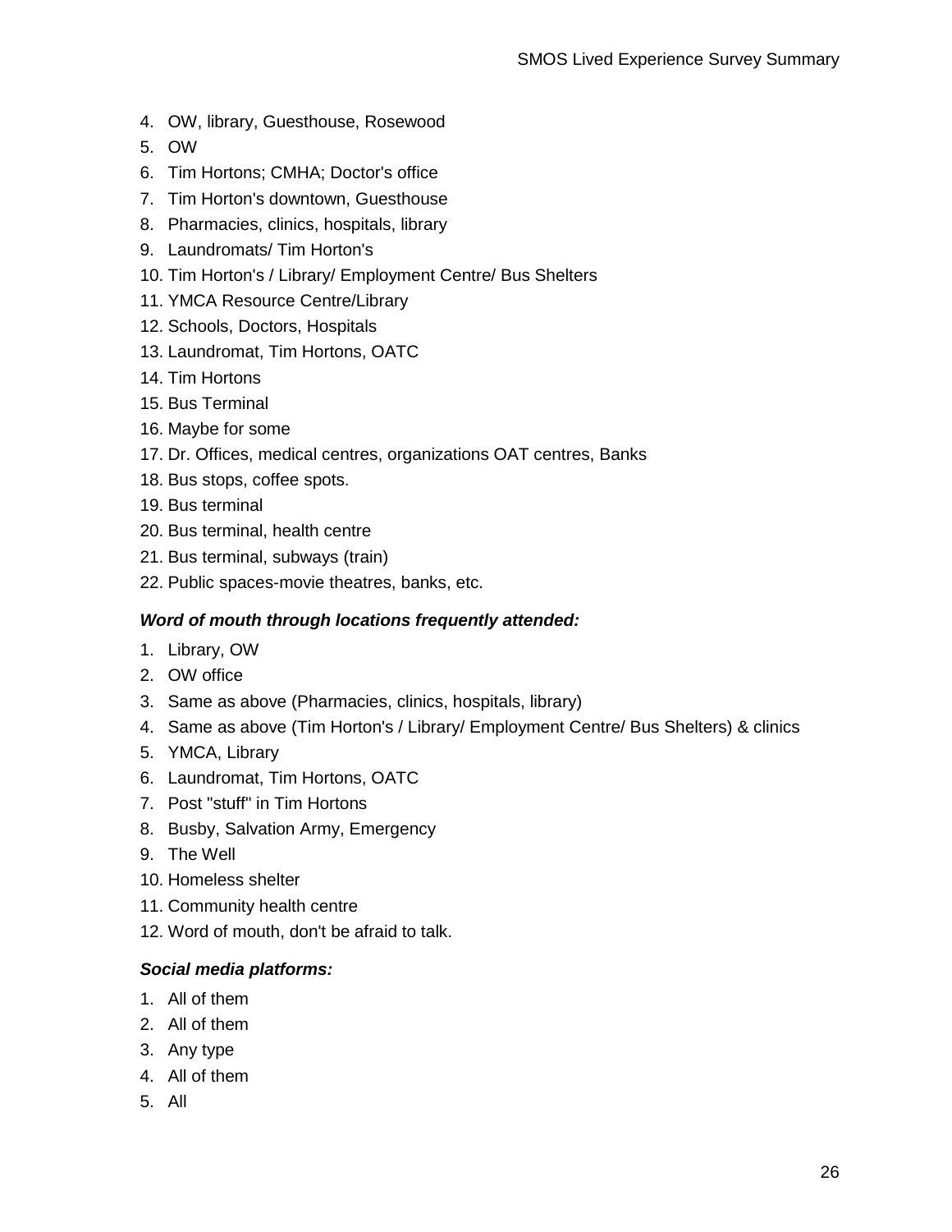4. OW, library, Guesthouse, Rosewood
5. OW
6. Tim Hortons; CMHA; Doctor's office
7. Tim Horton's downtown, Guesthouse
8. Pharmacies, clinics, hospitals, library
9. Laundromats/ Tim Horton's
10. Tim Horton's / Library/ Employment Centre/ Bus Shelters
11. YMCA Resource Centre/Library
12. Schools, Doctors, Hospitals
13. Laundromat, Tim Hortons, OATC
14. Tim Hortons
15. Bus Terminal
16. Maybe for some
17. Dr. Offices, medical centres, organizations OAT centres, Banks
18. Bus stops, coffee spots.
19. Bus terminal
20. Bus terminal, health centre
21. Bus terminal, subways (train)
22. Public spaces-movie theatres, banks, etc.

***Word of mouth through locations frequently attended:***

1. Library, OW
2. OW office
3. Same as above (Pharmacies, clinics, hospitals, library)
4. Same as above (Tim Horton's / Library/ Employment Centre/ Bus Shelters) & clinics
5. YMCA, Library
6. Laundromat, Tim Hortons, OATC
7. Post "stuff" in Tim Hortons
8. Busby, Salvation Army, Emergency
9. The Well
10. Homeless shelter
11. Community health centre
12. Word of mouth, don't be afraid to talk.

***Social media platforms:***

1. All of them
2. All of them
3. Any type
4. All of them
5. All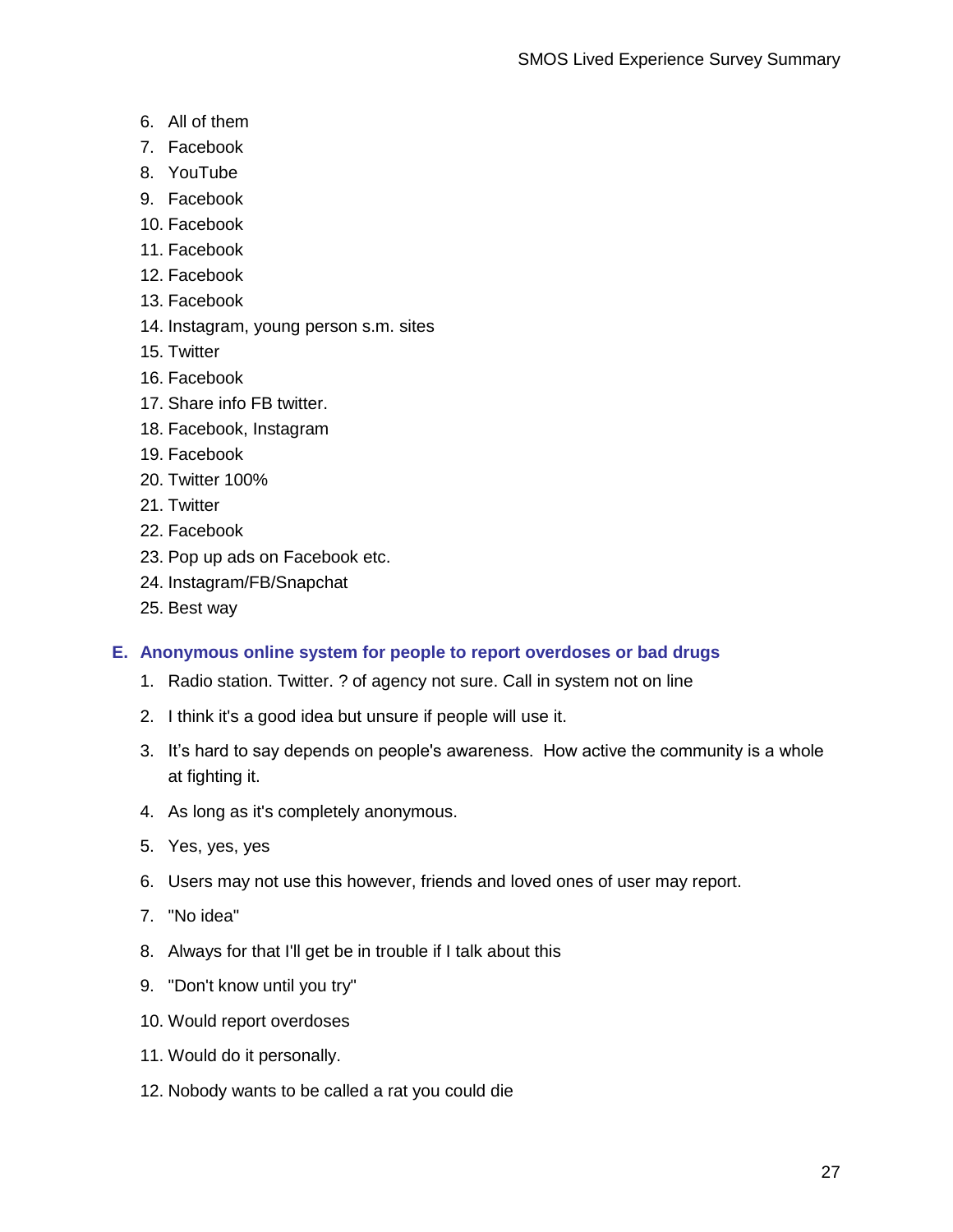6. All of them
7. Facebook
8. YouTube
9. Facebook
10. Facebook
11. Facebook
12. Facebook
13. Facebook
14. Instagram, young person s.m. sites
15. Twitter
16. Facebook
17. Share info FB twitter.
18. Facebook, Instagram
19. Facebook
20. Twitter 100%
21. Twitter
22. Facebook
23. Pop up ads on Facebook etc.
24. Instagram/FB/Snapchat
25. Best way

### E. Anonymous online system for people to report overdoses or bad drugs

1. Radio station. Twitter. ? of agency not sure. Call in system not on line
2. I think it's a good idea but unsure if people will use it.
3. It’s hard to say depends on people's awareness. How active the community is a whole at fighting it.
4. As long as it's completely anonymous.
5. Yes, yes, yes
6. Users may not use this however, friends and loved ones of user may report.
7. "No idea"
8. Always for that I'll get be in trouble if I talk about this
9. "Don't know until you try"
10. Would report overdoses
11. Would do it personally.
12. Nobody wants to be called a rat you could die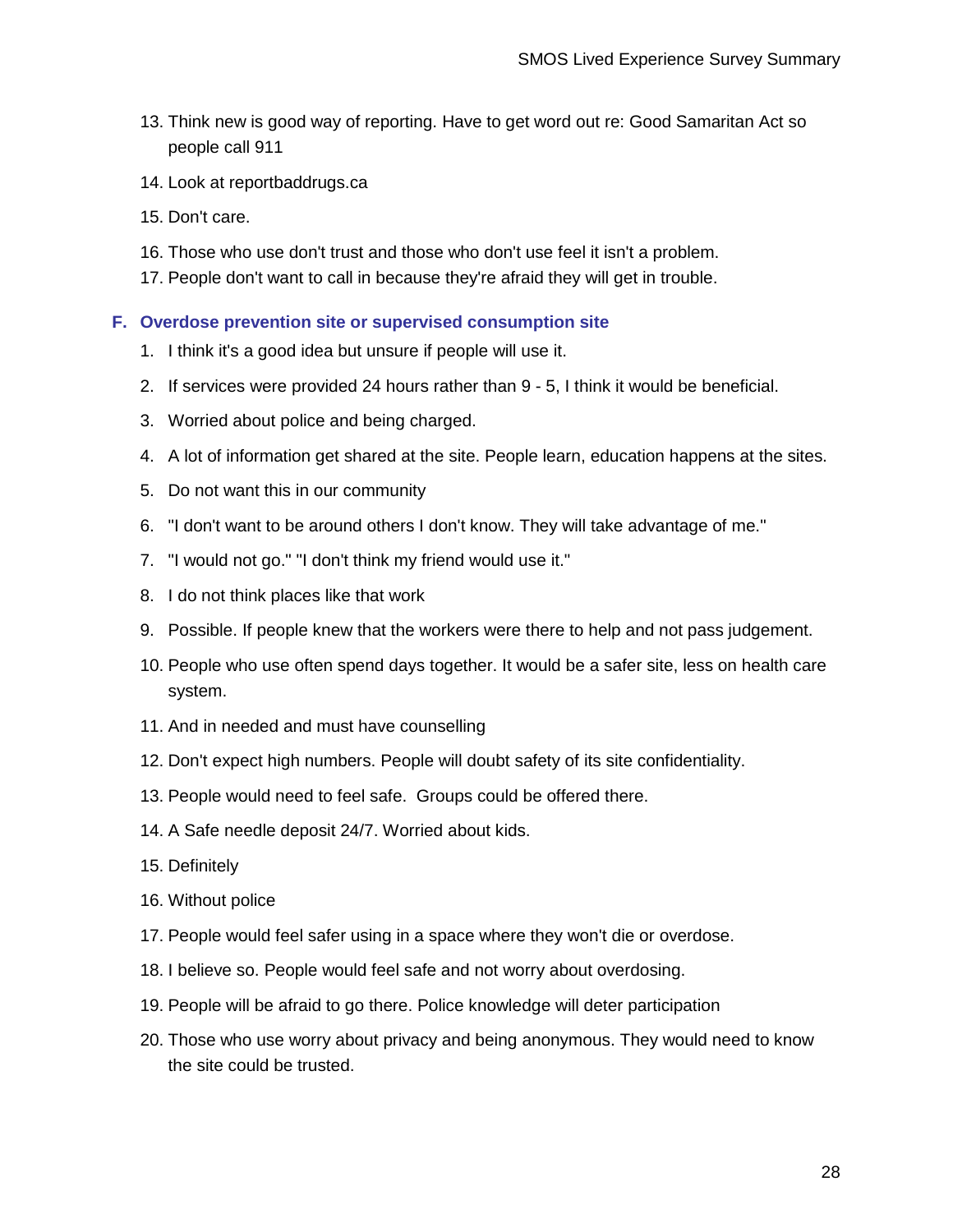13. Think new is good way of reporting. Have to get word out re: Good Samaritan Act so people call 911
14. Look at reportbaddrugs.ca
15. Don't care.
16. Those who use don't trust and those who don't use feel it isn't a problem.
17. People don't want to call in because they're afraid they will get in trouble.

### F. Overdose prevention site or supervised consumption site

1. I think it's a good idea but unsure if people will use it.
2. If services were provided 24 hours rather than 9 - 5, I think it would be beneficial.
3. Worried about police and being charged.
4. A lot of information get shared at the site. People learn, education happens at the sites.
5. Do not want this in our community
6. "I don't want to be around others I don't know. They will take advantage of me."
7. "I would not go." "I don't think my friend would use it."
8. I do not think places like that work
9. Possible. If people knew that the workers were there to help and not pass judgement.
10. People who use often spend days together. It would be a safer site, less on health care system.
11. And in needed and must have counselling
12. Don't expect high numbers. People will doubt safety of its site confidentiality.
13. People would need to feel safe. Groups could be offered there.
14. A Safe needle deposit 24/7. Worried about kids.
15. Definitely
16. Without police
17. People would feel safer using in a space where they won't die or overdose.
18. I believe so. People would feel safe and not worry about overdosing.
19. People will be afraid to go there. Police knowledge will deter participation
20. Those who use worry about privacy and being anonymous. They would need to know the site could be trusted.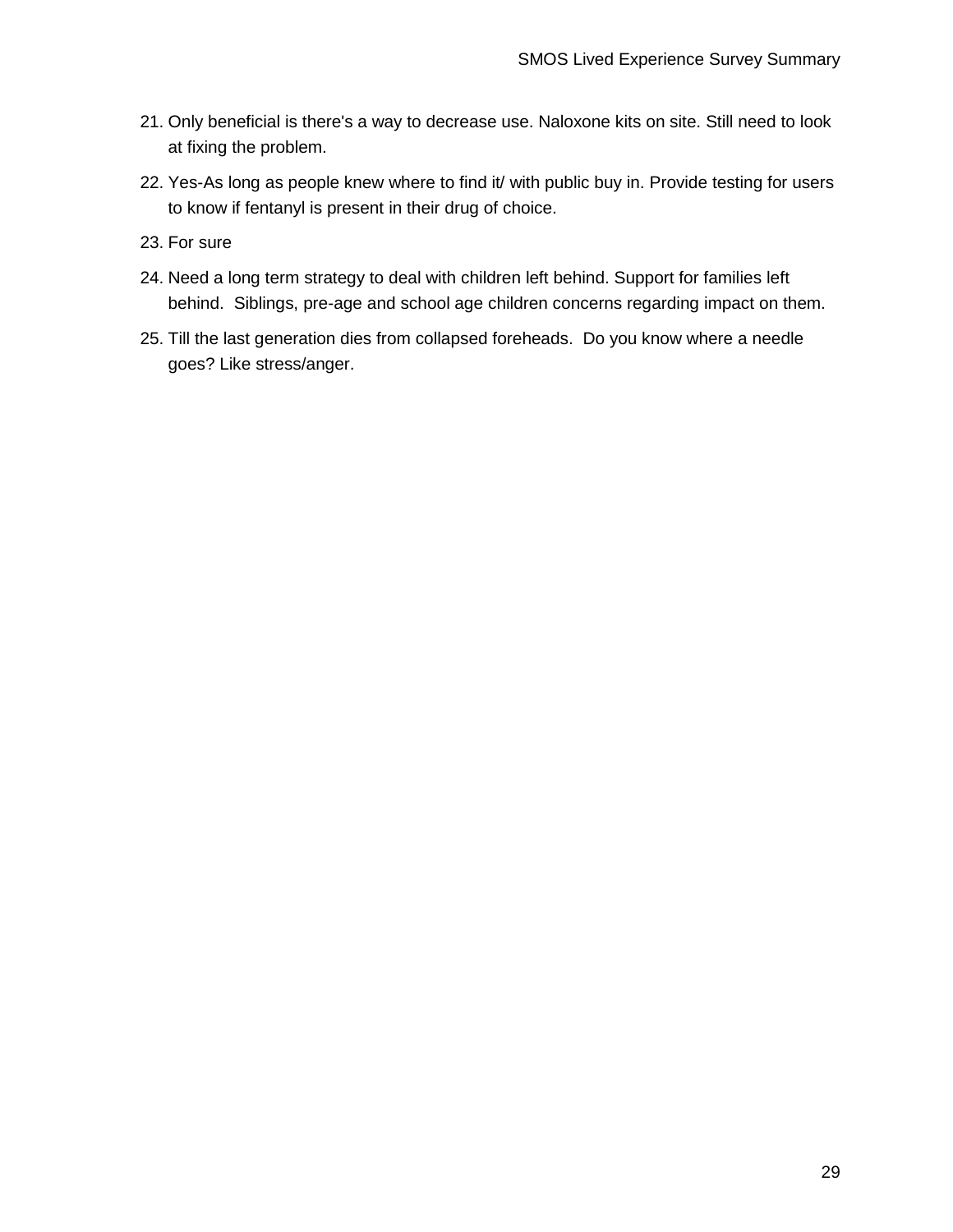21. Only beneficial is there's a way to decrease use. Naloxone kits on site. Still need to look at fixing the problem.
22. Yes-As long as people knew where to find it/ with public buy in. Provide testing for users to know if fentanyl is present in their drug of choice.
23. For sure
24. Need a long term strategy to deal with children left behind. Support for families left behind. Siblings, pre-age and school age children concerns regarding impact on them.
25. Till the last generation dies from collapsed foreheads. Do you know where a needle goes? Like stress/anger.